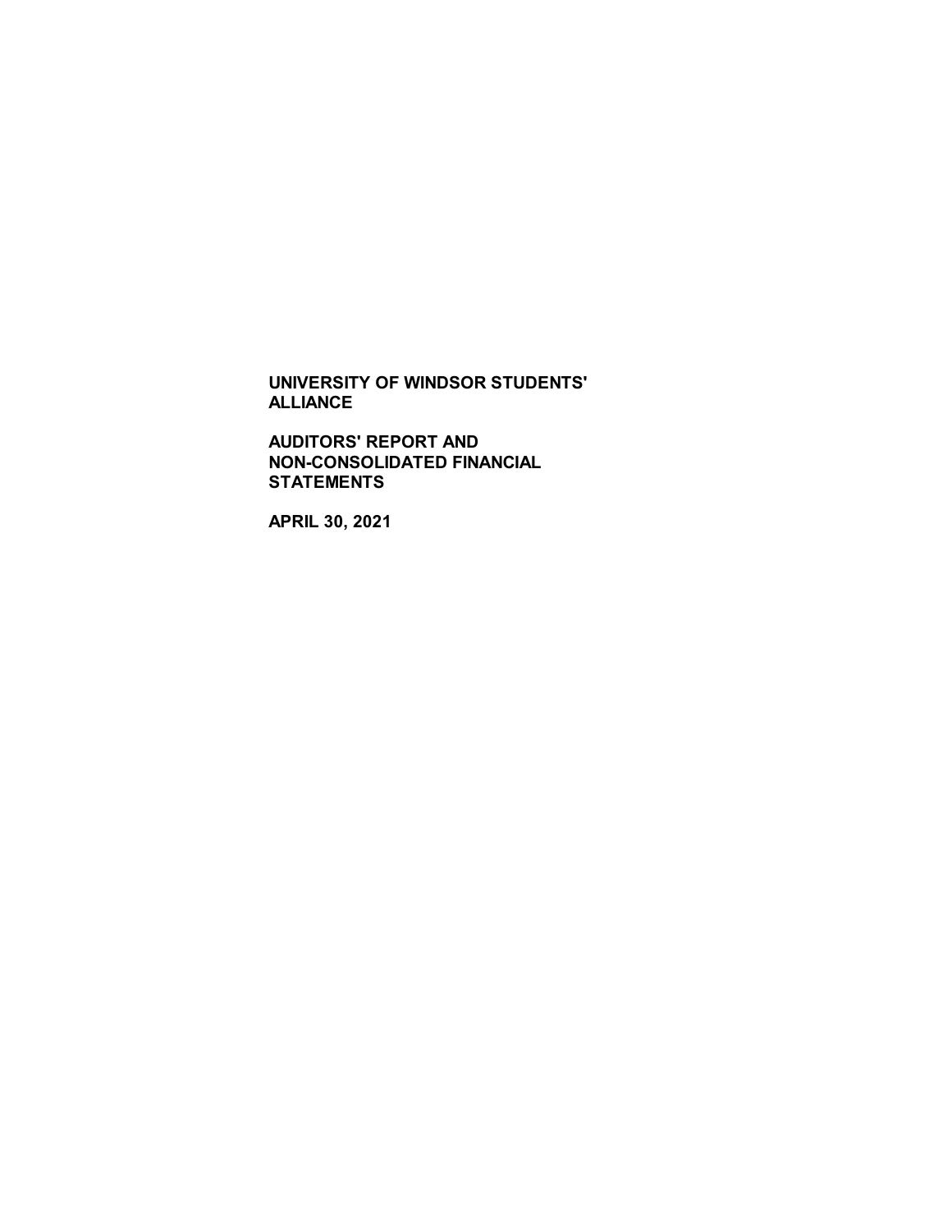**UNIVERSITY OF WINDSOR STUDENTS' ALLIANCE**

**AUDITORS' REPORT AND NON-CONSOLIDATED FINANCIAL STATEMENTS**

**APRIL 30, 2021**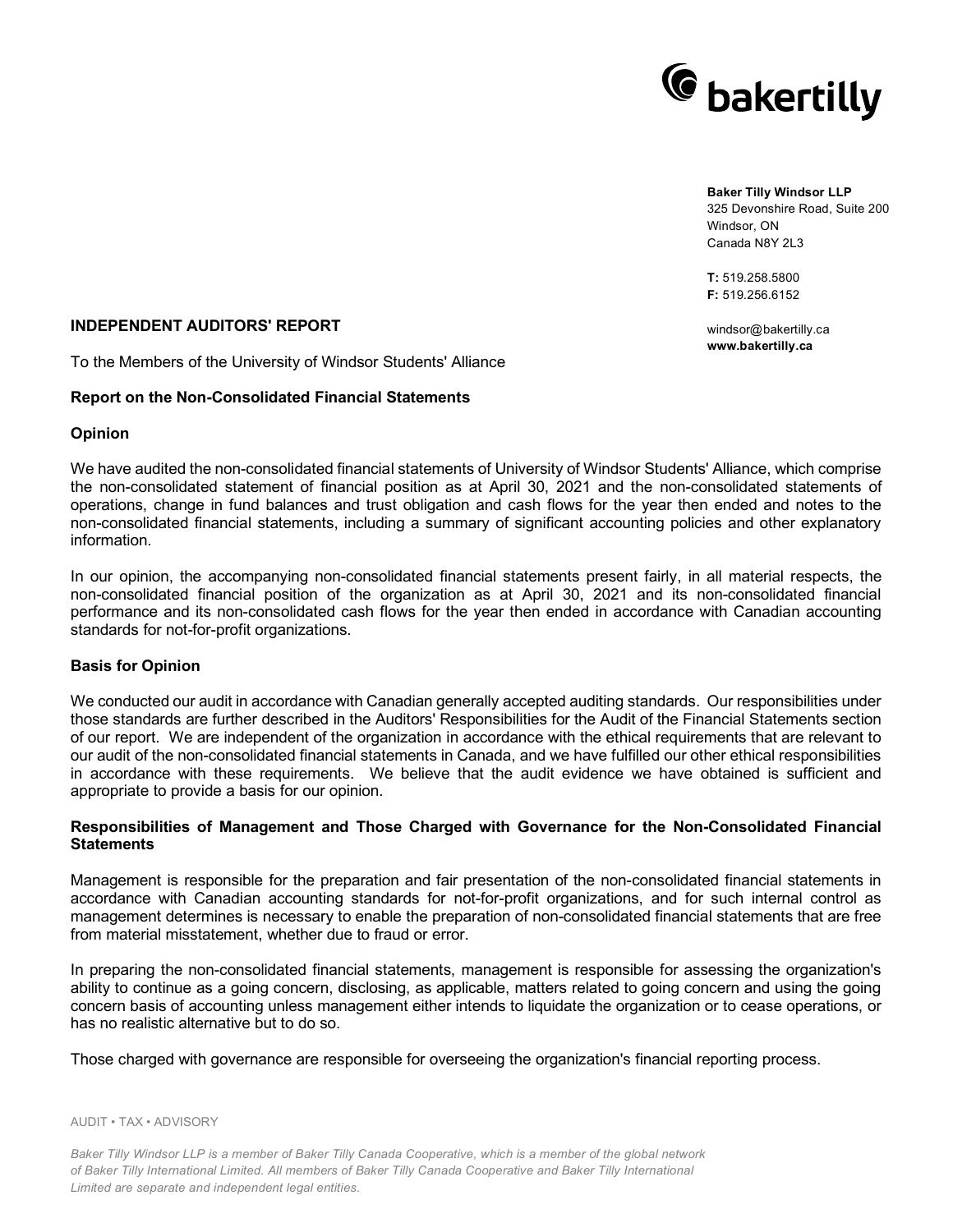**Baker Tilly Windsor LLP**
325 Devonshire Road, Suite 200
Windsor, ON
Canada N8Y 2L3

**T:** 519.258.5800
**F:** 519.256.6152

windsor@bakertilly.ca
**www.bakertilly.ca**

## INDEPENDENT AUDITORS' REPORT

To the Members of the University of Windsor Students' Alliance

### Report on the Non-Consolidated Financial Statements

### Opinion

We have audited the non-consolidated financial statements of University of Windsor Students' Alliance, which comprise the non-consolidated statement of financial position as at April 30, 2021 and the non-consolidated statements of operations, change in fund balances and trust obligation and cash flows for the year then ended and notes to the non-consolidated financial statements, including a summary of significant accounting policies and other explanatory information.

In our opinion, the accompanying non-consolidated financial statements present fairly, in all material respects, the non-consolidated financial position of the organization as at April 30, 2021 and its non-consolidated financial performance and its non-consolidated cash flows for the year then ended in accordance with Canadian accounting standards for not-for-profit organizations.

### Basis for Opinion

We conducted our audit in accordance with Canadian generally accepted auditing standards. Our responsibilities under those standards are further described in the Auditors' Responsibilities for the Audit of the Financial Statements section of our report. We are independent of the organization in accordance with the ethical requirements that are relevant to our audit of the non-consolidated financial statements in Canada, and we have fulfilled our other ethical responsibilities in accordance with these requirements. We believe that the audit evidence we have obtained is sufficient and appropriate to provide a basis for our opinion.

### Responsibilities of Management and Those Charged with Governance for the Non-Consolidated Financial Statements

Management is responsible for the preparation and fair presentation of the non-consolidated financial statements in accordance with Canadian accounting standards for not-for-profit organizations, and for such internal control as management determines is necessary to enable the preparation of non-consolidated financial statements that are free from material misstatement, whether due to fraud or error.

In preparing the non-consolidated financial statements, management is responsible for assessing the organization's ability to continue as a going concern, disclosing, as applicable, matters related to going concern and using the going concern basis of accounting unless management either intends to liquidate the organization or to cease operations, or has no realistic alternative but to do so.

Those charged with governance are responsible for overseeing the organization's financial reporting process.

AUDIT • TAX • ADVISORY

*Baker Tilly Windsor LLP is a member of Baker Tilly Canada Cooperative, which is a member of the global network of Baker Tilly International Limited. All members of Baker Tilly Canada Cooperative and Baker Tilly International Limited are separate and independent legal entities.*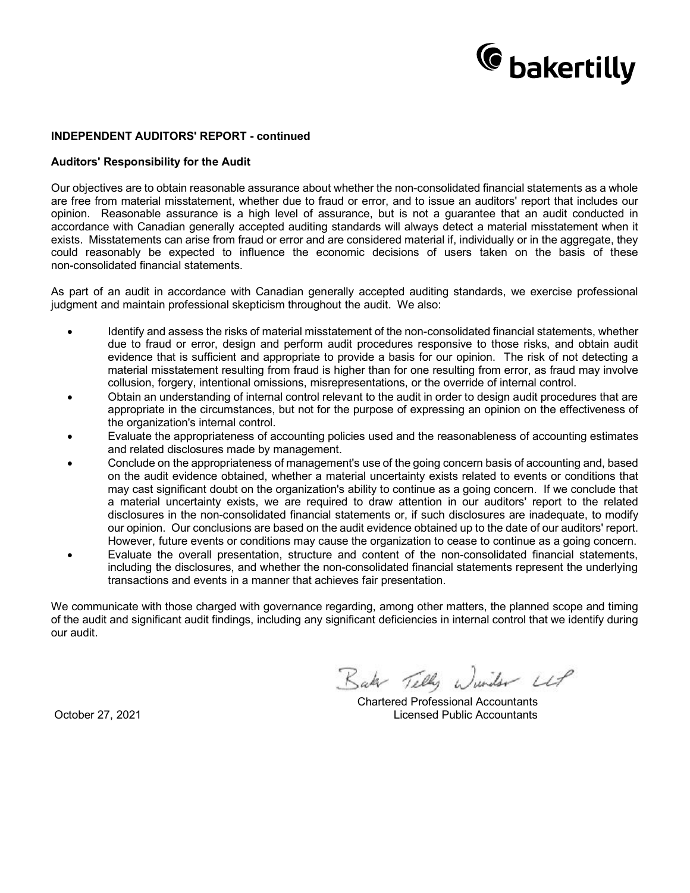**INDEPENDENT AUDITORS' REPORT - continued**

**Auditors' Responsibility for the Audit**

Our objectives are to obtain reasonable assurance about whether the non-consolidated financial statements as a whole are free from material misstatement, whether due to fraud or error, and to issue an auditors' report that includes our opinion. Reasonable assurance is a high level of assurance, but is not a guarantee that an audit conducted in accordance with Canadian generally accepted auditing standards will always detect a material misstatement when it exists. Misstatements can arise from fraud or error and are considered material if, individually or in the aggregate, they could reasonably be expected to influence the economic decisions of users taken on the basis of these non-consolidated financial statements.

As part of an audit in accordance with Canadian generally accepted auditing standards, we exercise professional judgment and maintain professional skepticism throughout the audit. We also:

- Identify and assess the risks of material misstatement of the non-consolidated financial statements, whether due to fraud or error, design and perform audit procedures responsive to those risks, and obtain audit evidence that is sufficient and appropriate to provide a basis for our opinion. The risk of not detecting a material misstatement resulting from fraud is higher than for one resulting from error, as fraud may involve collusion, forgery, intentional omissions, misrepresentations, or the override of internal control.
- Obtain an understanding of internal control relevant to the audit in order to design audit procedures that are appropriate in the circumstances, but not for the purpose of expressing an opinion on the effectiveness of the organization's internal control.
- Evaluate the appropriateness of accounting policies used and the reasonableness of accounting estimates and related disclosures made by management.
- Conclude on the appropriateness of management's use of the going concern basis of accounting and, based on the audit evidence obtained, whether a material uncertainty exists related to events or conditions that may cast significant doubt on the organization's ability to continue as a going concern. If we conclude that a material uncertainty exists, we are required to draw attention in our auditors' report to the related disclosures in the non-consolidated financial statements or, if such disclosures are inadequate, to modify our opinion. Our conclusions are based on the audit evidence obtained up to the date of our auditors' report. However, future events or conditions may cause the organization to cease to continue as a going concern.
- Evaluate the overall presentation, structure and content of the non-consolidated financial statements, including the disclosures, and whether the non-consolidated financial statements represent the underlying transactions and events in a manner that achieves fair presentation.

We communicate with those charged with governance regarding, among other matters, the planned scope and timing of the audit and significant audit findings, including any significant deficiencies in internal control that we identify during our audit.

Baker Tilly Windsor LLP

Chartered Professional Accountants
Licensed Public Accountants

October 27, 2021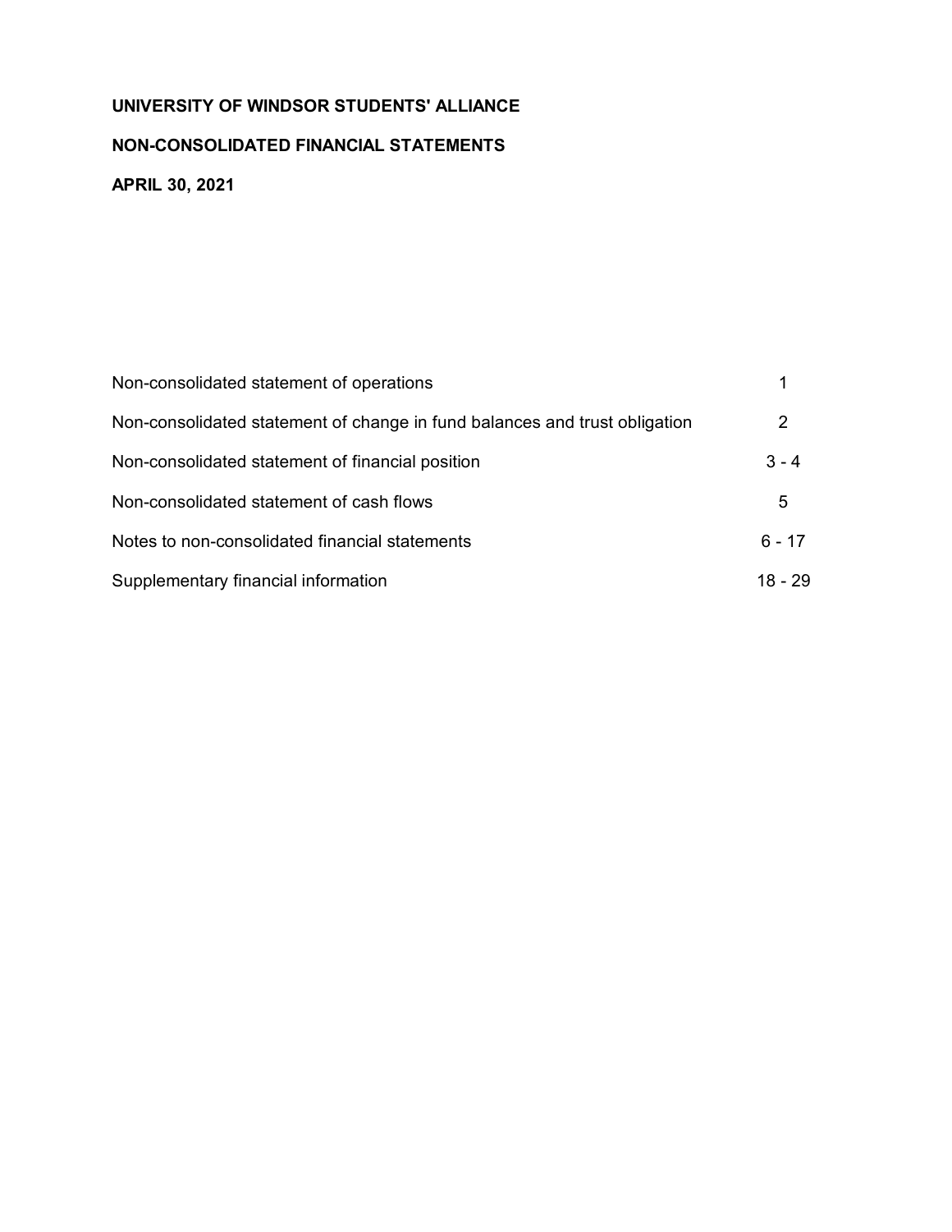**UNIVERSITY OF WINDSOR STUDENTS' ALLIANCE**

**NON-CONSOLIDATED FINANCIAL STATEMENTS**

**APRIL 30, 2021**

| | |
|---|---|
| Non-consolidated statement of operations | 1 |
| Non-consolidated statement of change in fund balances and trust obligation | 2 |
| Non-consolidated statement of financial position | 3 - 4 |
| Non-consolidated statement of cash flows | 5 |
| Notes to non-consolidated financial statements | 6 - 17 |
| Supplementary financial information | 18 - 29 |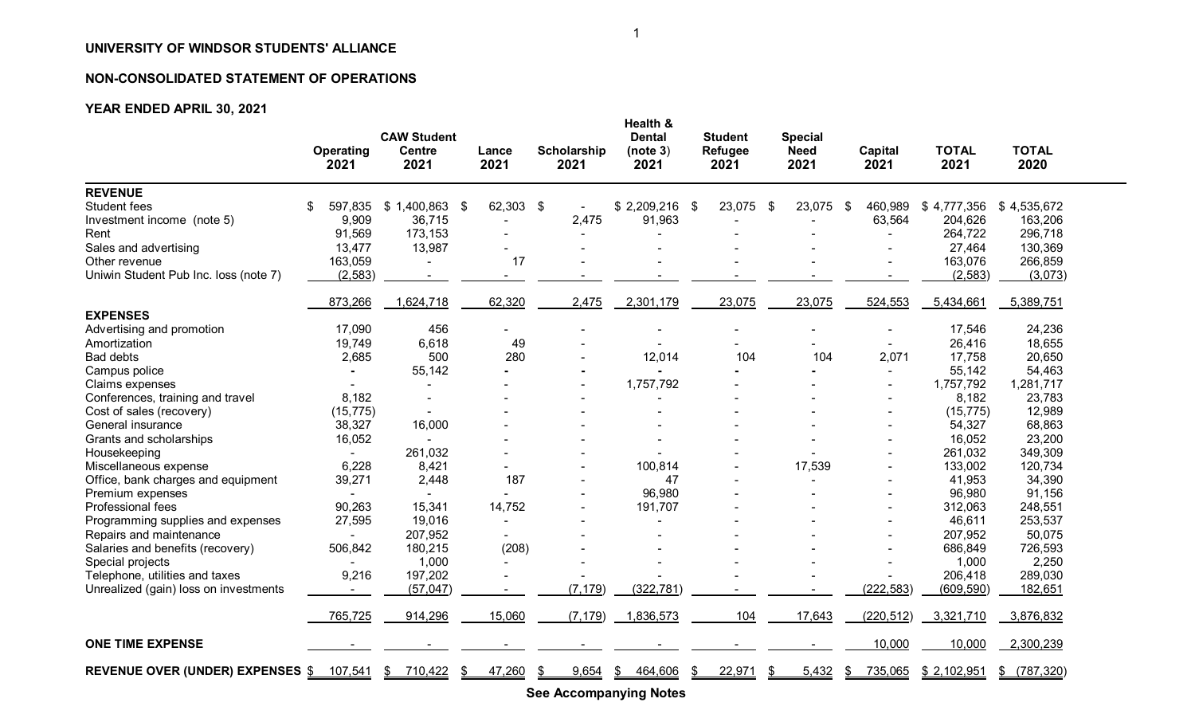**UNIVERSITY OF WINDSOR STUDENTS' ALLIANCE**

**NON-CONSOLIDATED STATEMENT OF OPERATIONS**

**YEAR ENDED APRIL 30, 2021**

| | Operating 2021 | CAW Student Centre 2021 | Lance 2021 | Scholarship 2021 | Health & Dental (note 3) 2021 | Student Refugee 2021 | Special Need 2021 | Capital 2021 | TOTAL 2021 | TOTAL 2020 |
|---|---|---|---|---|---|---|---|---|---|---|
| **REVENUE** | | | | | | | | | | |
| Student fees | $ 597,835 | $ 1,400,863 | $ 62,303 | $ - | $ 2,209,216 | $ 23,075 | $ 23,075 | $ 460,989 | $ 4,777,356 | $ 4,535,672 |
| Investment income (note 5) | 9,909 | 36,715 | - | 2,475 | 91,963 | - | - | 63,564 | 204,626 | 163,206 |
| Rent | 91,569 | 173,153 | - | - | - | - | - | - | 264,722 | 296,718 |
| Sales and advertising | 13,477 | 13,987 | - | - | - | - | - | - | 27,464 | 130,369 |
| Other revenue | 163,059 | - | 17 | - | - | - | - | - | 163,076 | 266,859 |
| Uniwin Student Pub Inc. loss (note 7) | (2,583) | - | - | - | - | - | - | - | (2,583) | (3,073) |
| | 873,266 | 1,624,718 | 62,320 | 2,475 | 2,301,179 | 23,075 | 23,075 | 524,553 | 5,434,661 | 5,389,751 |
| **EXPENSES** | | | | | | | | | | |
| Advertising and promotion | 17,090 | 456 | - | - | - | - | - | - | 17,546 | 24,236 |
| Amortization | 19,749 | 6,618 | 49 | - | - | - | - | - | 26,416 | 18,655 |
| Bad debts | 2,685 | 500 | 280 | - | 12,014 | 104 | 104 | 2,071 | 17,758 | 20,650 |
| Campus police | - | 55,142 | - | - | - | - | - | - | 55,142 | 54,463 |
| Claims expenses | - | - | - | - | 1,757,792 | - | - | - | 1,757,792 | 1,281,717 |
| Conferences, training and travel | 8,182 | - | - | - | - | - | - | - | 8,182 | 23,783 |
| Cost of sales (recovery) | (15,775) | - | - | - | - | - | - | - | (15,775) | 12,989 |
| General insurance | 38,327 | 16,000 | - | - | - | - | - | - | 54,327 | 68,863 |
| Grants and scholarships | 16,052 | - | - | - | - | - | - | - | 16,052 | 23,200 |
| Housekeeping | - | 261,032 | - | - | - | - | - | - | 261,032 | 349,309 |
| Miscellaneous expense | 6,228 | 8,421 | - | - | 100,814 | - | 17,539 | - | 133,002 | 120,734 |
| Office, bank charges and equipment | 39,271 | 2,448 | 187 | - | 47 | - | - | - | 41,953 | 34,390 |
| Premium expenses | - | - | - | - | 96,980 | - | - | - | 96,980 | 91,156 |
| Professional fees | 90,263 | 15,341 | 14,752 | - | 191,707 | - | - | - | 312,063 | 248,551 |
| Programming supplies and expenses | 27,595 | 19,016 | - | - | - | - | - | - | 46,611 | 253,537 |
| Repairs and maintenance | - | 207,952 | - | - | - | - | - | - | 207,952 | 50,075 |
| Salaries and benefits (recovery) | 506,842 | 180,215 | (208) | - | - | - | - | - | 686,849 | 726,593 |
| Special projects | - | 1,000 | - | - | - | - | - | - | 1,000 | 2,250 |
| Telephone, utilities and taxes | 9,216 | 197,202 | - | - | - | - | - | - | 206,418 | 289,030 |
| Unrealized (gain) loss on investments | - | (57,047) | - | (7,179) | (322,781) | - | - | (222,583) | (609,590) | 182,651 |
| | 765,725 | 914,296 | 15,060 | (7,179) | 1,836,573 | 104 | 17,643 | (220,512) | 3,321,710 | 3,876,832 |
| **ONE TIME EXPENSE** | - | - | - | - | - | - | - | 10,000 | 10,000 | 2,300,239 |
| **REVENUE OVER (UNDER) EXPENSES** | $ 107,541 | $ 710,422 | $ 47,260 | $ 9,654 | $ 464,606 | $ 22,971 | $ 5,432 | $ 735,065 | $ 2,102,951 | $ (787,320) |

**See Accompanying Notes**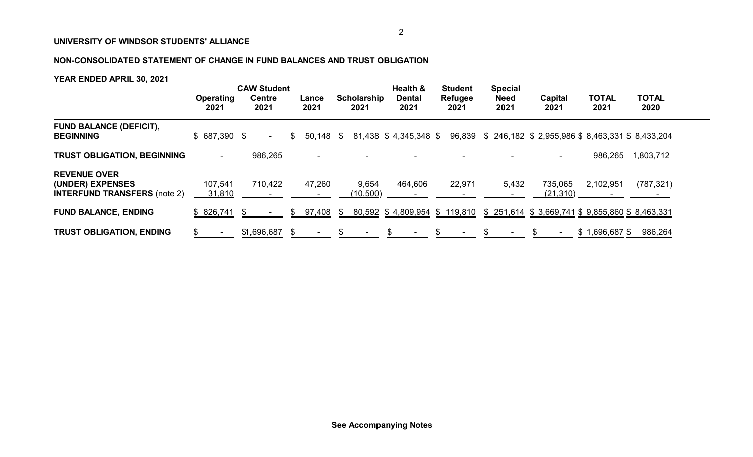**UNIVERSITY OF WINDSOR STUDENTS' ALLIANCE**

**NON-CONSOLIDATED STATEMENT OF CHANGE IN FUND BALANCES AND TRUST OBLIGATION**

**YEAR ENDED APRIL 30, 2021**

| | Operating 2021 | CAW Student Centre 2021 | Lance 2021 | Scholarship 2021 | Health & Dental 2021 | Student Refugee 2021 | Special Need 2021 | Capital 2021 | TOTAL 2021 | TOTAL 2020 |
|---|---|---|---|---|---|---|---|---|---|---|
| **FUND BALANCE (DEFICIT), BEGINNING** | $ 687,390 | $ - | $ 50,148 | $ 81,438 | $ 4,345,348 | $ 96,839 | $ 246,182 | $ 2,955,986 | $ 8,463,331 | $ 8,433,204 |
| **TRUST OBLIGATION, BEGINNING** | - | 986,265 | - | - | - | - | - | - | 986,265 | 1,803,712 |
| **REVENUE OVER (UNDER) EXPENSES** | 107,541 | 710,422 | 47,260 | 9,654 | 464,606 | 22,971 | 5,432 | 735,065 | 2,102,951 | (787,321) |
| **INTERFUND TRANSFERS** (note 2) | 31,810 | - | - | (10,500) | - | - | - | (21,310) | - | - |
| **FUND BALANCE, ENDING** | $ 826,741 | $ - | $ 97,408 | $ 80,592 | $ 4,809,954 | $ 119,810 | $ 251,614 | $ 3,669,741 | $ 9,855,860 | $ 8,463,331 |
| **TRUST OBLIGATION, ENDING** | $ - | $1,696,687 | $ - | $ - | $ - | $ - | $ - | $ - | $ 1,696,687 | $ 986,264 |

**See Accompanying Notes**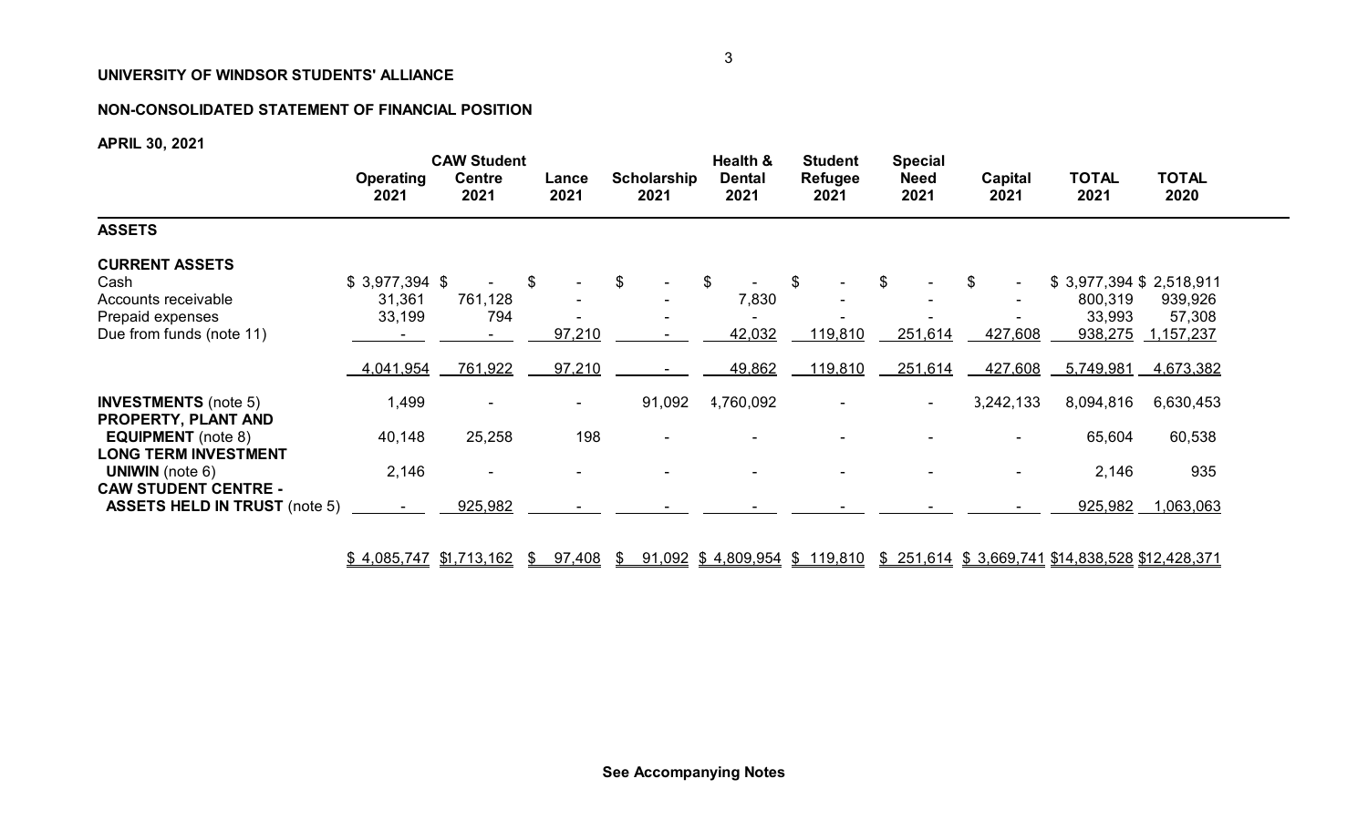# UNIVERSITY OF WINDSOR STUDENTS' ALLIANCE

## NON-CONSOLIDATED STATEMENT OF FINANCIAL POSITION

**APRIL 30, 2021**

| | Operating 2021 | CAW Student Centre 2021 | Lance 2021 | Scholarship 2021 | Health & Dental 2021 | Student Refugee 2021 | Special Need 2021 | Capital 2021 | TOTAL 2021 | TOTAL 2020 |
|---|---|---|---|---|---|---|---|---|---|---|
| **ASSETS** | | | | | | | | | | |
| **CURRENT ASSETS** | | | | | | | | | | |
| Cash | $ 3,977,394 | $ - | $ - | $ - | $ - | $ - | $ - | $ - | $ 3,977,394 | $ 2,518,911 |
| Accounts receivable | 31,361 | 761,128 | - | - | 7,830 | - | - | - | 800,319 | 939,926 |
| Prepaid expenses | 33,199 | 794 | - | - | - | - | - | - | 33,993 | 57,308 |
| Due from funds (note 11) | - | - | 97,210 | - | 42,032 | 119,810 | 251,614 | 427,608 | 938,275 | 1,157,237 |
| | 4,041,954 | 761,922 | 97,210 | - | 49,862 | 119,810 | 251,614 | 427,608 | 5,749,981 | 4,673,382 |
| **INVESTMENTS** (note 5) | 1,499 | - | - | 91,092 | 4,760,092 | - | - | 3,242,133 | 8,094,816 | 6,630,453 |
| **PROPERTY, PLANT AND EQUIPMENT** (note 8) | 40,148 | 25,258 | 198 | - | - | - | - | - | 65,604 | 60,538 |
| **LONG TERM INVESTMENT UNIWIN** (note 6) | 2,146 | - | - | - | - | - | - | - | 2,146 | 935 |
| **CAW STUDENT CENTRE - ASSETS HELD IN TRUST** (note 5) | - | 925,982 | - | - | - | - | - | - | 925,982 | 1,063,063 |
| | $ 4,085,747 | $1,713,162 | $ 97,408 | $ 91,092 | $ 4,809,954 | $ 119,810 | $ 251,614 | $ 3,669,741 | $14,838,528 | $12,428,371 |

**See Accompanying Notes**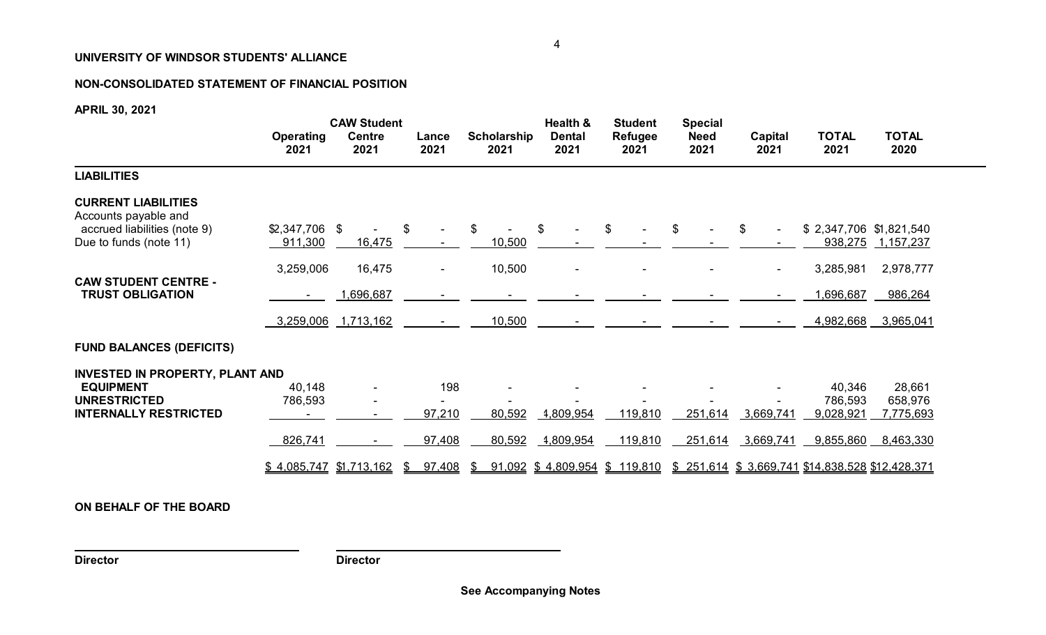**UNIVERSITY OF WINDSOR STUDENTS' ALLIANCE**

**NON-CONSOLIDATED STATEMENT OF FINANCIAL POSITION**

**APRIL 30, 2021**

| | Operating 2021 | CAW Student Centre 2021 | Lance 2021 | Scholarship 2021 | Health & Dental 2021 | Student Refugee 2021 | Special Need 2021 | Capital 2021 | TOTAL 2021 | TOTAL 2020 |
|---|---|---|---|---|---|---|---|---|---|---|
| **LIABILITIES** | | | | | | | | | | |
| **CURRENT LIABILITIES** | | | | | | | | | | |
| Accounts payable and accrued liabilities (note 9) | $2,347,706 | $ - | $ - | $ - | $ - | $ - | $ - | $ - | $ 2,347,706 | $1,821,540 |
| Due to funds (note 11) | 911,300 | 16,475 | - | 10,500 | - | - | - | - | 938,275 | 1,157,237 |
| | 3,259,006 | 16,475 | - | 10,500 | - | - | - | - | 3,285,981 | 2,978,777 |
| **CAW STUDENT CENTRE - TRUST OBLIGATION** | - | 1,696,687 | - | - | - | - | - | - | 1,696,687 | 986,264 |
| | 3,259,006 | 1,713,162 | - | 10,500 | - | - | - | - | 4,982,668 | 3,965,041 |
| **FUND BALANCES (DEFICITS)** | | | | | | | | | | |
| **INVESTED IN PROPERTY, PLANT AND EQUIPMENT** | 40,148 | - | 198 | - | - | - | - | - | 40,346 | 28,661 |
| **UNRESTRICTED** | 786,593 | - | - | - | - | - | - | - | 786,593 | 658,976 |
| **INTERNALLY RESTRICTED** | - | - | 97,210 | 80,592 | 4,809,954 | 119,810 | 251,614 | 3,669,741 | 9,028,921 | 7,775,693 |
| | 826,741 | - | 97,408 | 80,592 | 4,809,954 | 119,810 | 251,614 | 3,669,741 | 9,855,860 | 8,463,330 |
| | $ 4,085,747 | $1,713,162 | $ 97,408 | $ 91,092 | $ 4,809,954 | $ 119,810 | $ 251,614 | $ 3,669,741 | $14,838,528 | $12,428,371 |

**ON BEHALF OF THE BOARD**

**Director**

**Director**

**See Accompanying Notes**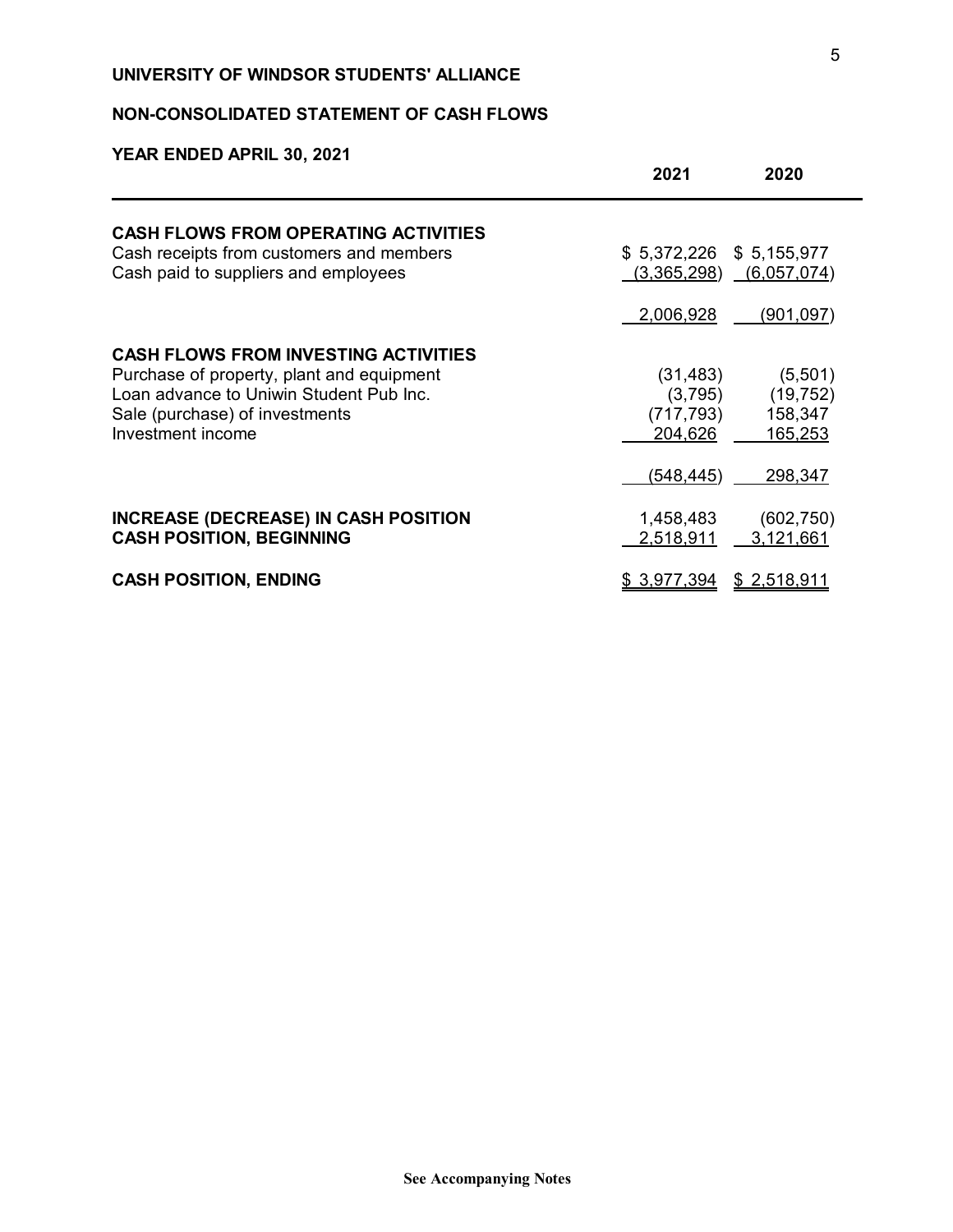**UNIVERSITY OF WINDSOR STUDENTS' ALLIANCE**

**NON-CONSOLIDATED STATEMENT OF CASH FLOWS**

**YEAR ENDED APRIL 30, 2021**

| | 2021 | 2020 |
|---|---|---|
| **CASH FLOWS FROM OPERATING ACTIVITIES** | | |
| Cash receipts from customers and members | $ 5,372,226 | $ 5,155,977 |
| Cash paid to suppliers and employees | (3,365,298) | (6,057,074) |
| | 2,006,928 | (901,097) |
| **CASH FLOWS FROM INVESTING ACTIVITIES** | | |
| Purchase of property, plant and equipment | (31,483) | (5,501) |
| Loan advance to Uniwin Student Pub Inc. | (3,795) | (19,752) |
| Sale (purchase) of investments | (717,793) | 158,347 |
| Investment income | 204,626 | 165,253 |
| | (548,445) | 298,347 |
| **INCREASE (DECREASE) IN CASH POSITION** | 1,458,483 | (602,750) |
| **CASH POSITION, BEGINNING** | 2,518,911 | 3,121,661 |
| **CASH POSITION, ENDING** | $ 3,977,394 | $ 2,518,911 |

**See Accompanying Notes**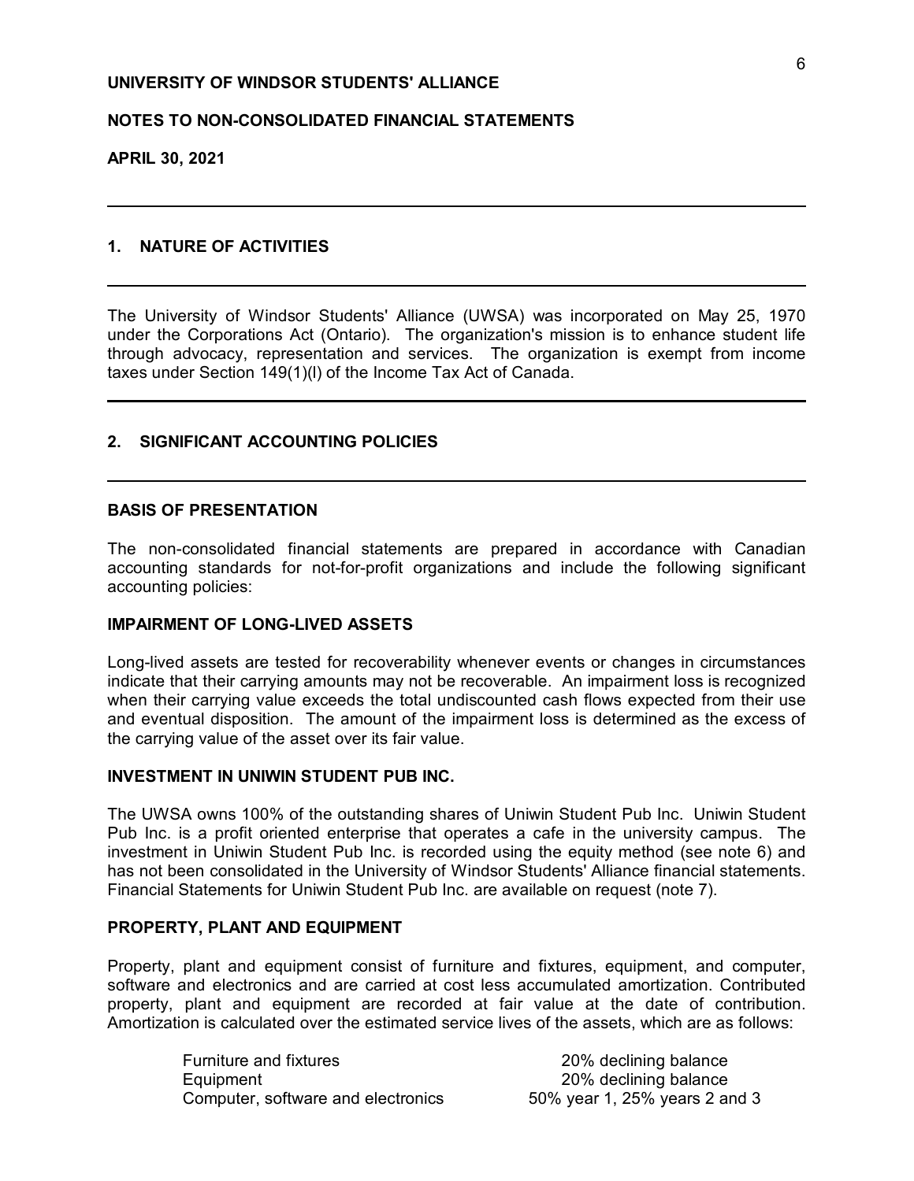**UNIVERSITY OF WINDSOR STUDENTS' ALLIANCE**

**NOTES TO NON-CONSOLIDATED FINANCIAL STATEMENTS**

**APRIL 30, 2021**

## 1. NATURE OF ACTIVITIES

The University of Windsor Students' Alliance (UWSA) was incorporated on May 25, 1970 under the Corporations Act (Ontario). The organization's mission is to enhance student life through advocacy, representation and services. The organization is exempt from income taxes under Section 149(1)(l) of the Income Tax Act of Canada.

## 2. SIGNIFICANT ACCOUNTING POLICIES

### BASIS OF PRESENTATION

The non-consolidated financial statements are prepared in accordance with Canadian accounting standards for not-for-profit organizations and include the following significant accounting policies:

### IMPAIRMENT OF LONG-LIVED ASSETS

Long-lived assets are tested for recoverability whenever events or changes in circumstances indicate that their carrying amounts may not be recoverable. An impairment loss is recognized when their carrying value exceeds the total undiscounted cash flows expected from their use and eventual disposition. The amount of the impairment loss is determined as the excess of the carrying value of the asset over its fair value.

### INVESTMENT IN UNIWIN STUDENT PUB INC.

The UWSA owns 100% of the outstanding shares of Uniwin Student Pub Inc. Uniwin Student Pub Inc. is a profit oriented enterprise that operates a cafe in the university campus. The investment in Uniwin Student Pub Inc. is recorded using the equity method (see note 6) and has not been consolidated in the University of Windsor Students' Alliance financial statements. Financial Statements for Uniwin Student Pub Inc. are available on request (note 7).

### PROPERTY, PLANT AND EQUIPMENT

Property, plant and equipment consist of furniture and fixtures, equipment, and computer, software and electronics and are carried at cost less accumulated amortization. Contributed property, plant and equipment are recorded at fair value at the date of contribution. Amortization is calculated over the estimated service lives of the assets, which are as follows:

| | |
|---|---|
| Furniture and fixtures | 20% declining balance |
| Equipment | 20% declining balance |
| Computer, software and electronics | 50% year 1, 25% years 2 and 3 |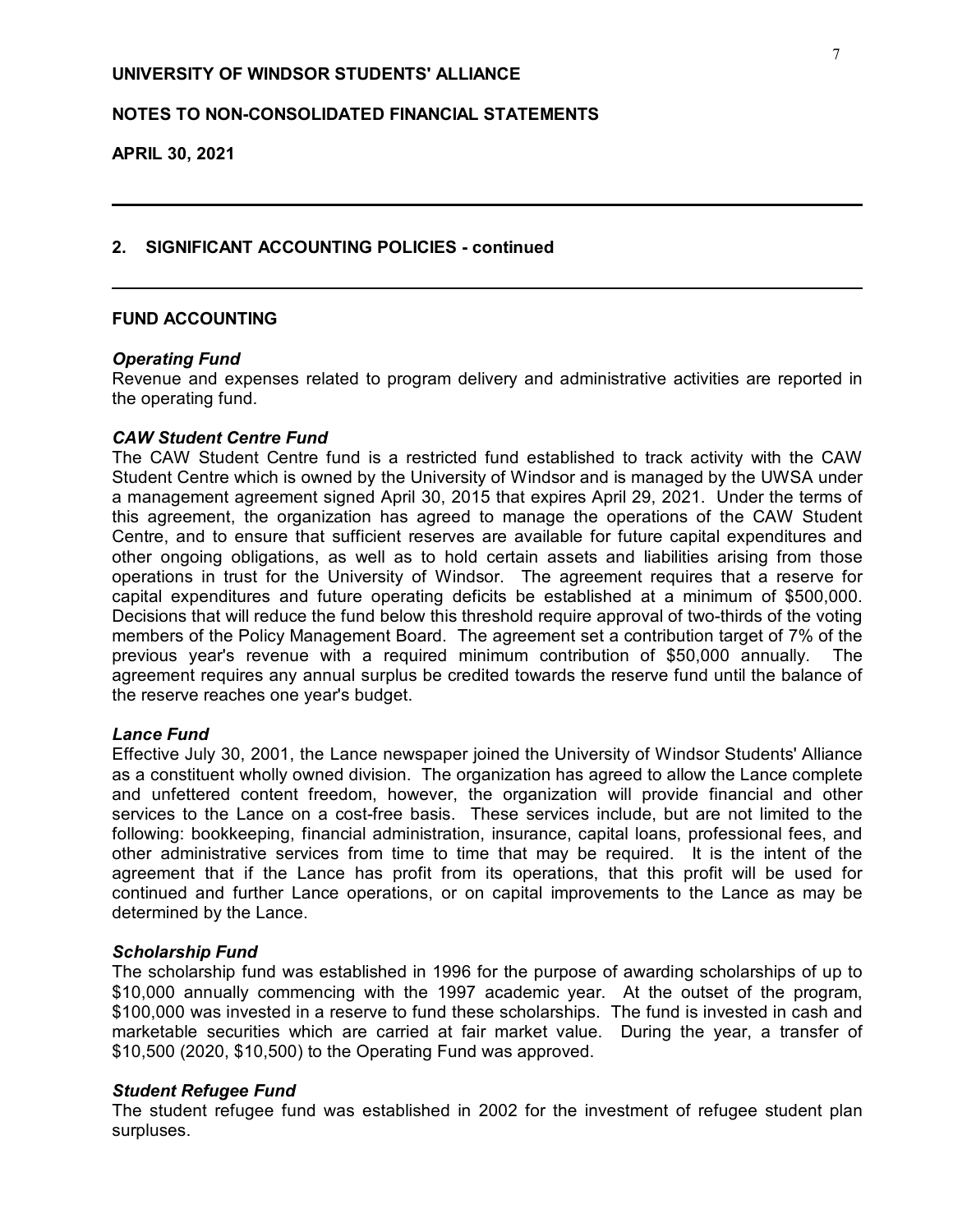**UNIVERSITY OF WINDSOR STUDENTS' ALLIANCE**

**NOTES TO NON-CONSOLIDATED FINANCIAL STATEMENTS**

**APRIL 30, 2021**

---

## 2. SIGNIFICANT ACCOUNTING POLICIES - continued

---

### FUND ACCOUNTING

***Operating Fund***
Revenue and expenses related to program delivery and administrative activities are reported in the operating fund.

***CAW Student Centre Fund***
The CAW Student Centre fund is a restricted fund established to track activity with the CAW Student Centre which is owned by the University of Windsor and is managed by the UWSA under a management agreement signed April 30, 2015 that expires April 29, 2021. Under the terms of this agreement, the organization has agreed to manage the operations of the CAW Student Centre, and to ensure that sufficient reserves are available for future capital expenditures and other ongoing obligations, as well as to hold certain assets and liabilities arising from those operations in trust for the University of Windsor. The agreement requires that a reserve for capital expenditures and future operating deficits be established at a minimum of $500,000. Decisions that will reduce the fund below this threshold require approval of two-thirds of the voting members of the Policy Management Board. The agreement set a contribution target of 7% of the previous year's revenue with a required minimum contribution of $50,000 annually. The agreement requires any annual surplus be credited towards the reserve fund until the balance of the reserve reaches one year's budget.

***Lance Fund***
Effective July 30, 2001, the Lance newspaper joined the University of Windsor Students' Alliance as a constituent wholly owned division. The organization has agreed to allow the Lance complete and unfettered content freedom, however, the organization will provide financial and other services to the Lance on a cost-free basis. These services include, but are not limited to the following: bookkeeping, financial administration, insurance, capital loans, professional fees, and other administrative services from time to time that may be required. It is the intent of the agreement that if the Lance has profit from its operations, that this profit will be used for continued and further Lance operations, or on capital improvements to the Lance as may be determined by the Lance.

***Scholarship Fund***
The scholarship fund was established in 1996 for the purpose of awarding scholarships of up to $10,000 annually commencing with the 1997 academic year. At the outset of the program, $100,000 was invested in a reserve to fund these scholarships. The fund is invested in cash and marketable securities which are carried at fair market value. During the year, a transfer of $10,500 (2020, $10,500) to the Operating Fund was approved.

***Student Refugee Fund***
The student refugee fund was established in 2002 for the investment of refugee student plan surpluses.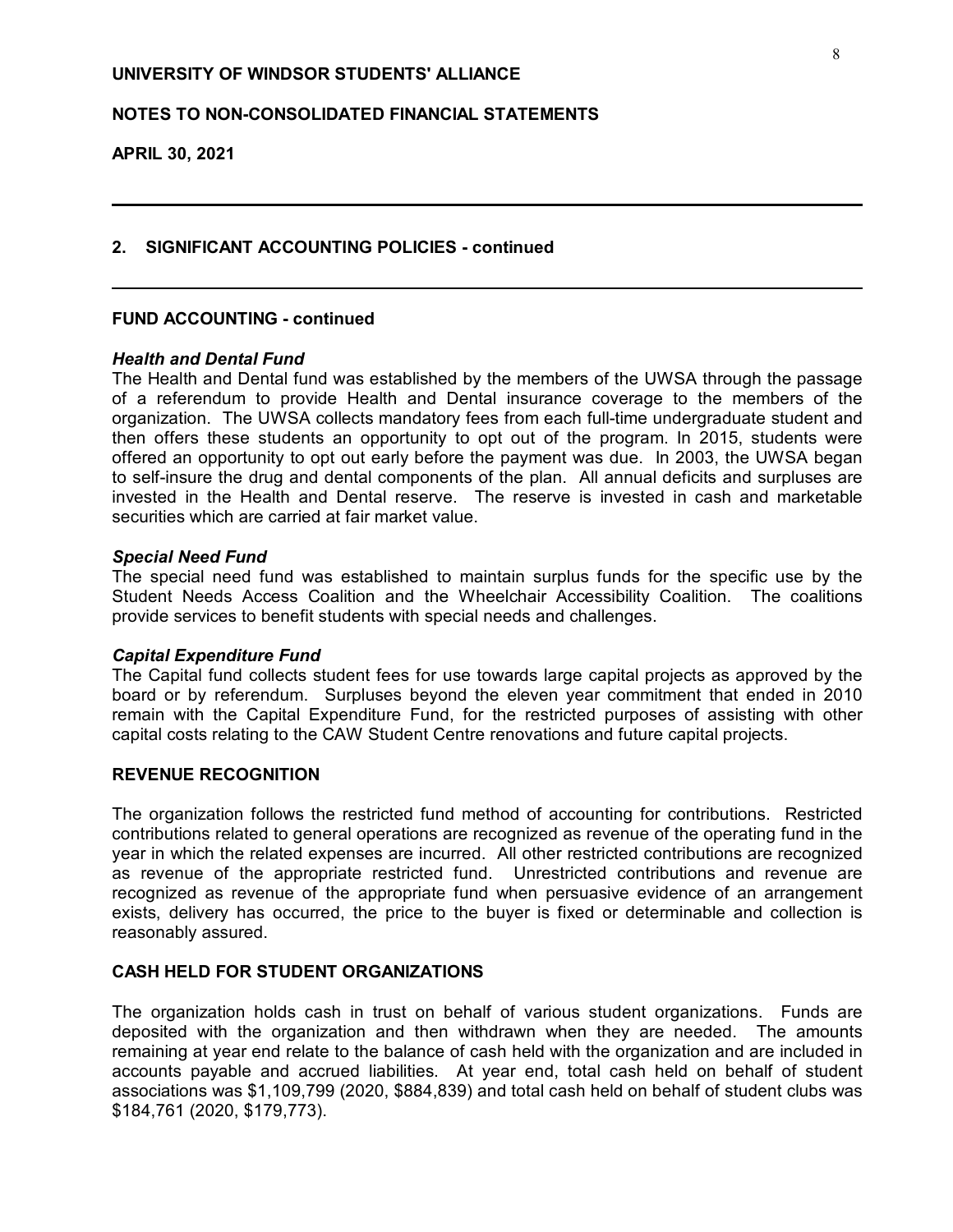**UNIVERSITY OF WINDSOR STUDENTS' ALLIANCE**

**NOTES TO NON-CONSOLIDATED FINANCIAL STATEMENTS**

**APRIL 30, 2021**

## 2. SIGNIFICANT ACCOUNTING POLICIES - continued

### FUND ACCOUNTING - continued

***Health and Dental Fund***

The Health and Dental fund was established by the members of the UWSA through the passage of a referendum to provide Health and Dental insurance coverage to the members of the organization. The UWSA collects mandatory fees from each full-time undergraduate student and then offers these students an opportunity to opt out of the program. In 2015, students were offered an opportunity to opt out early before the payment was due. In 2003, the UWSA began to self-insure the drug and dental components of the plan. All annual deficits and surpluses are invested in the Health and Dental reserve. The reserve is invested in cash and marketable securities which are carried at fair market value.

***Special Need Fund***

The special need fund was established to maintain surplus funds for the specific use by the Student Needs Access Coalition and the Wheelchair Accessibility Coalition. The coalitions provide services to benefit students with special needs and challenges.

***Capital Expenditure Fund***

The Capital fund collects student fees for use towards large capital projects as approved by the board or by referendum. Surpluses beyond the eleven year commitment that ended in 2010 remain with the Capital Expenditure Fund, for the restricted purposes of assisting with other capital costs relating to the CAW Student Centre renovations and future capital projects.

### REVENUE RECOGNITION

The organization follows the restricted fund method of accounting for contributions. Restricted contributions related to general operations are recognized as revenue of the operating fund in the year in which the related expenses are incurred. All other restricted contributions are recognized as revenue of the appropriate restricted fund. Unrestricted contributions and revenue are recognized as revenue of the appropriate fund when persuasive evidence of an arrangement exists, delivery has occurred, the price to the buyer is fixed or determinable and collection is reasonably assured.

### CASH HELD FOR STUDENT ORGANIZATIONS

The organization holds cash in trust on behalf of various student organizations. Funds are deposited with the organization and then withdrawn when they are needed. The amounts remaining at year end relate to the balance of cash held with the organization and are included in accounts payable and accrued liabilities. At year end, total cash held on behalf of student associations was $1,109,799 (2020, $884,839) and total cash held on behalf of student clubs was $184,761 (2020, $179,773).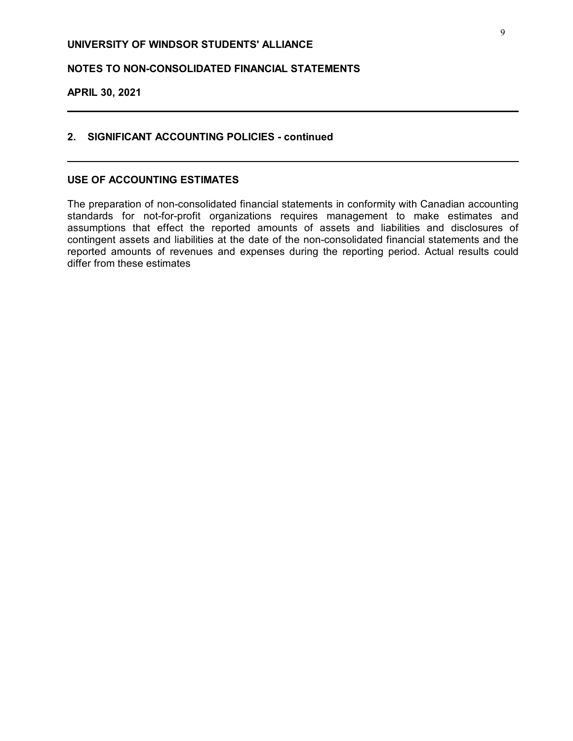**UNIVERSITY OF WINDSOR STUDENTS' ALLIANCE**

**NOTES TO NON-CONSOLIDATED FINANCIAL STATEMENTS**

**APRIL 30, 2021**

## 2. SIGNIFICANT ACCOUNTING POLICIES - continued

### USE OF ACCOUNTING ESTIMATES

The preparation of non-consolidated financial statements in conformity with Canadian accounting standards for not-for-profit organizations requires management to make estimates and assumptions that effect the reported amounts of assets and liabilities and disclosures of contingent assets and liabilities at the date of the non-consolidated financial statements and the reported amounts of revenues and expenses during the reporting period. Actual results could differ from these estimates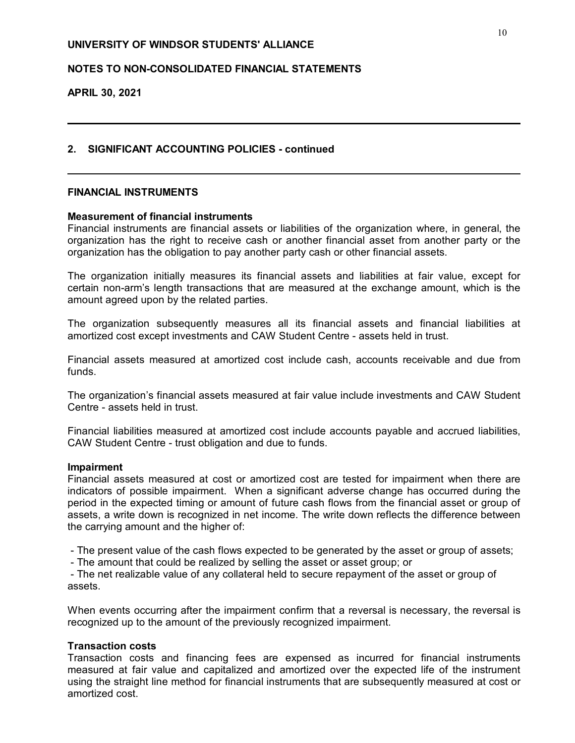## 2. SIGNIFICANT ACCOUNTING POLICIES - continued

### FINANCIAL INSTRUMENTS

**Measurement of financial instruments**
Financial instruments are financial assets or liabilities of the organization where, in general, the organization has the right to receive cash or another financial asset from another party or the organization has the obligation to pay another party cash or other financial assets.

The organization initially measures its financial assets and liabilities at fair value, except for certain non-arm's length transactions that are measured at the exchange amount, which is the amount agreed upon by the related parties.

The organization subsequently measures all its financial assets and financial liabilities at amortized cost except investments and CAW Student Centre - assets held in trust.

Financial assets measured at amortized cost include cash, accounts receivable and due from funds.

The organization's financial assets measured at fair value include investments and CAW Student Centre - assets held in trust.

Financial liabilities measured at amortized cost include accounts payable and accrued liabilities, CAW Student Centre - trust obligation and due to funds.

**Impairment**
Financial assets measured at cost or amortized cost are tested for impairment when there are indicators of possible impairment. When a significant adverse change has occurred during the period in the expected timing or amount of future cash flows from the financial asset or group of assets, a write down is recognized in net income. The write down reflects the difference between the carrying amount and the higher of:

- The present value of the cash flows expected to be generated by the asset or group of assets;
- The amount that could be realized by selling the asset or asset group; or
- The net realizable value of any collateral held to secure repayment of the asset or group of assets.

When events occurring after the impairment confirm that a reversal is necessary, the reversal is recognized up to the amount of the previously recognized impairment.

**Transaction costs**
Transaction costs and financing fees are expensed as incurred for financial instruments measured at fair value and capitalized and amortized over the expected life of the instrument using the straight line method for financial instruments that are subsequently measured at cost or amortized cost.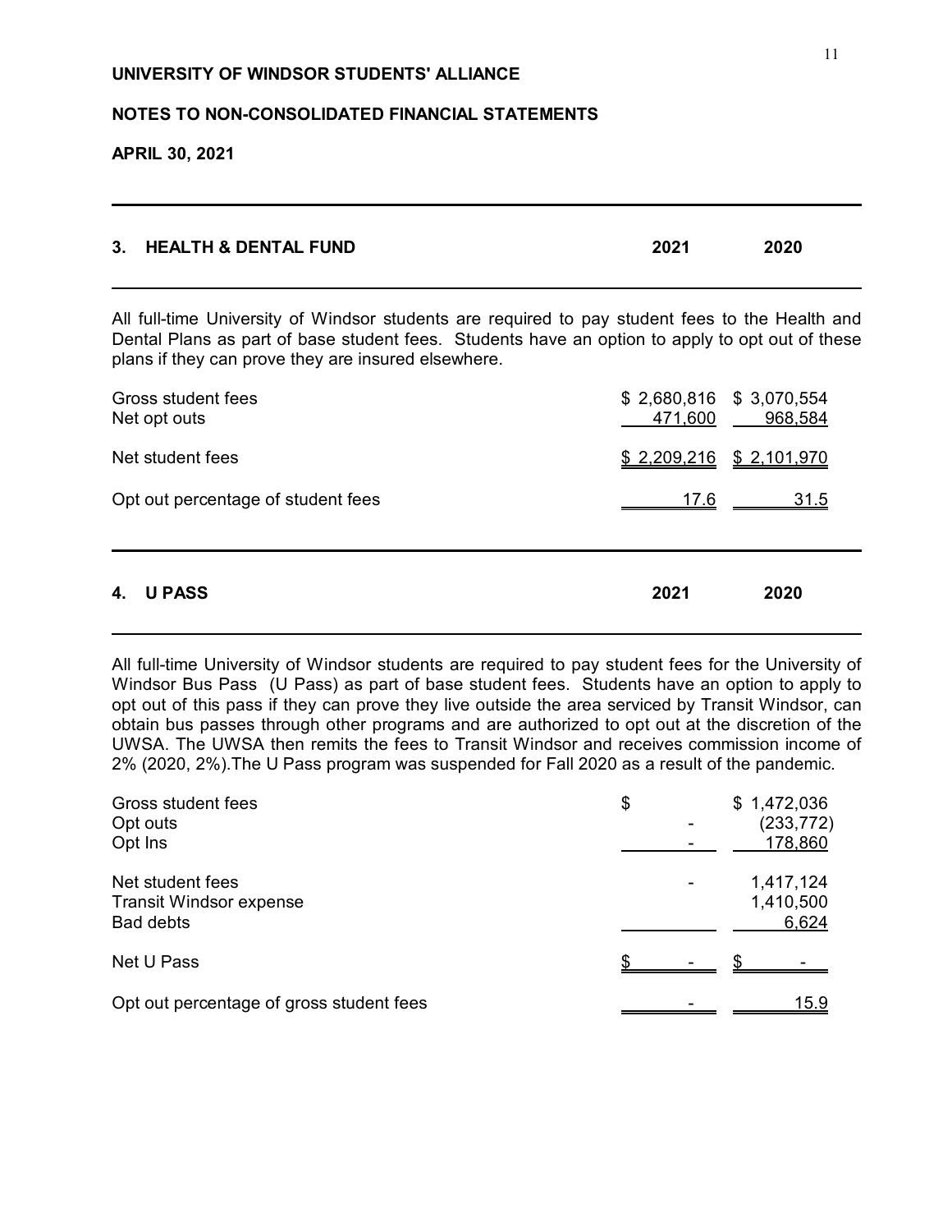**UNIVERSITY OF WINDSOR STUDENTS' ALLIANCE**

**NOTES TO NON-CONSOLIDATED FINANCIAL STATEMENTS**

**APRIL 30, 2021**

## 3. HEALTH & DENTAL FUND

All full-time University of Windsor students are required to pay student fees to the Health and Dental Plans as part of base student fees. Students have an option to apply to opt out of these plans if they can prove they are insured elsewhere.

| | 2021 | 2020 |
|---|---|---|
| Gross student fees | $ 2,680,816 | $ 3,070,554 |
| Net opt outs | 471,600 | 968,584 |
| Net student fees | $ 2,209,216 | $ 2,101,970 |
| Opt out percentage of student fees | 17.6 | 31.5 |

## 4. U PASS

All full-time University of Windsor students are required to pay student fees for the University of Windsor Bus Pass (U Pass) as part of base student fees. Students have an option to apply to opt out of this pass if they can prove they live outside the area serviced by Transit Windsor, can obtain bus passes through other programs and are authorized to opt out at the discretion of the UWSA. The UWSA then remits the fees to Transit Windsor and receives commission income of 2% (2020, 2%).The U Pass program was suspended for Fall 2020 as a result of the pandemic.

| | 2021 | 2020 |
|---|---|---|
| Gross student fees | $ | $ 1,472,036 |
| Opt outs | - | (233,772) |
| Opt Ins | - | 178,860 |
| Net student fees | - | 1,417,124 |
| Transit Windsor expense | | 1,410,500 |
| Bad debts | | 6,624 |
| Net U Pass | $ - | $ - |
| Opt out percentage of gross student fees | - | 15.9 |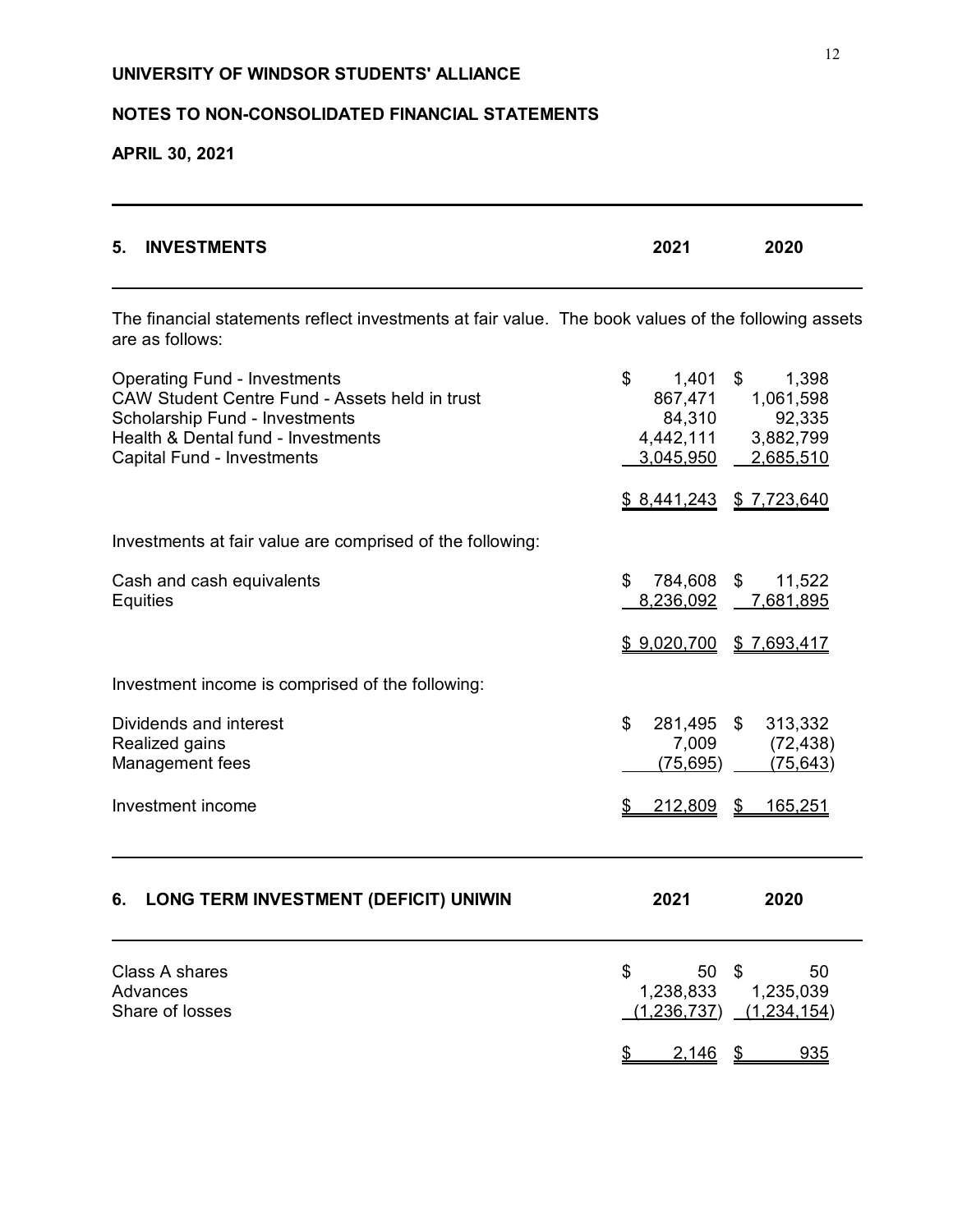UNIVERSITY OF WINDSOR STUDENTS' ALLIANCE

NOTES TO NON-CONSOLIDATED FINANCIAL STATEMENTS

APRIL 30, 2021

## 5. INVESTMENTS

| | 2021 | 2020 |
|---|---|---|

The financial statements reflect investments at fair value. The book values of the following assets are as follows:

| | 2021 | 2020 |
|---|---|---|
| Operating Fund - Investments | $ 1,401 | $ 1,398 |
| CAW Student Centre Fund - Assets held in trust | 867,471 | 1,061,598 |
| Scholarship Fund - Investments | 84,310 | 92,335 |
| Health & Dental fund - Investments | 4,442,111 | 3,882,799 |
| Capital Fund - Investments | 3,045,950 | 2,685,510 |
| | $ 8,441,243 | $ 7,723,640 |

Investments at fair value are comprised of the following:

| | 2021 | 2020 |
|---|---|---|
| Cash and cash equivalents | $ 784,608 | $ 11,522 |
| Equities | 8,236,092 | 7,681,895 |
| | $ 9,020,700 | $ 7,693,417 |

Investment income is comprised of the following:

| | 2021 | 2020 |
|---|---|---|
| Dividends and interest | $ 281,495 | $ 313,332 |
| Realized gains | 7,009 | (72,438) |
| Management fees | (75,695) | (75,643) |
| Investment income | $ 212,809 | $ 165,251 |

## 6. LONG TERM INVESTMENT (DEFICIT) UNIWIN

| | 2021 | 2020 |
|---|---|---|
| Class A shares | $ 50 | $ 50 |
| Advances | 1,238,833 | 1,235,039 |
| Share of losses | (1,236,737) | (1,234,154) |
| | $ 2,146 | $ 935 |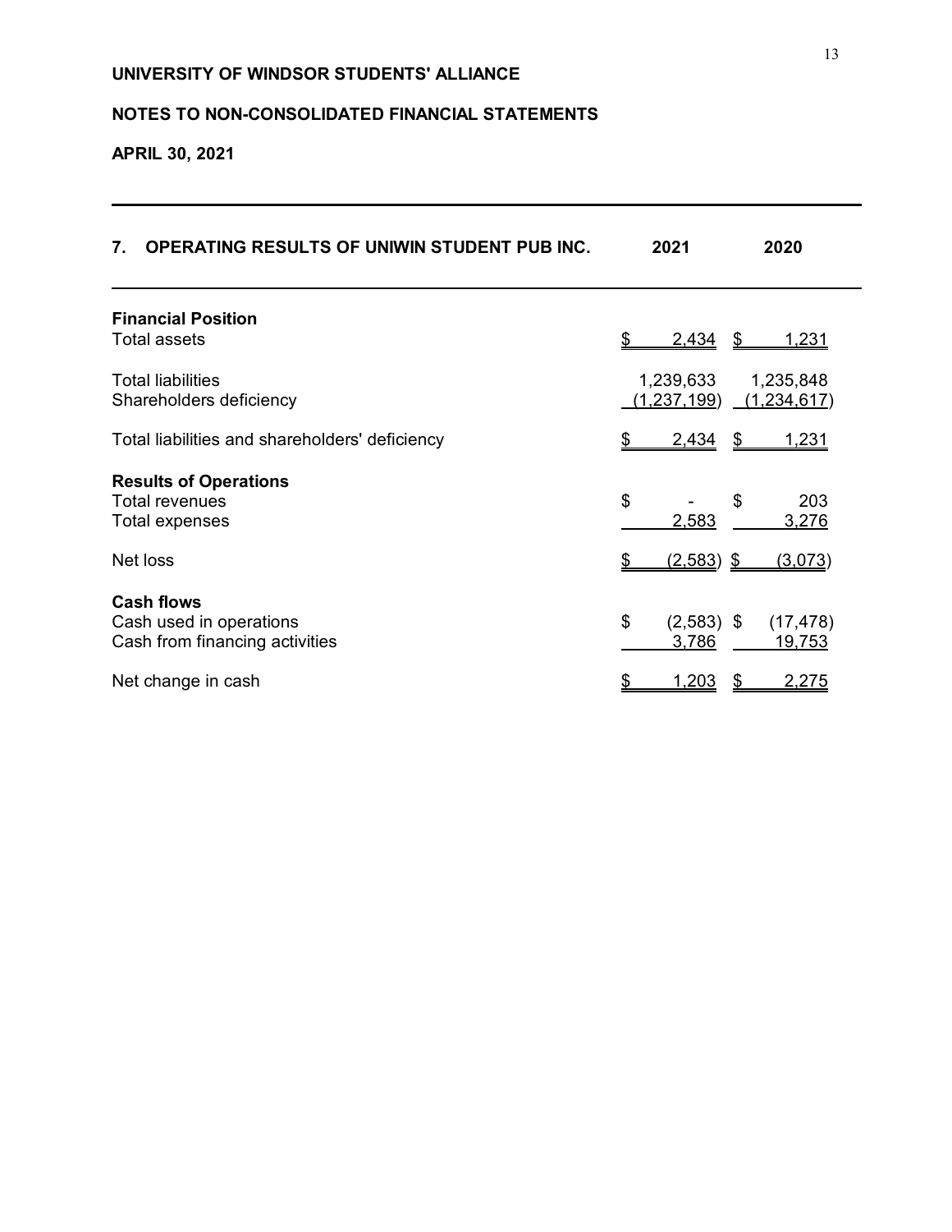**UNIVERSITY OF WINDSOR STUDENTS' ALLIANCE**

**NOTES TO NON-CONSOLIDATED FINANCIAL STATEMENTS**

**APRIL 30, 2021**

| 7. OPERATING RESULTS OF UNIWIN STUDENT PUB INC. | 2021 | 2020 |
|---|---|---|
| **Financial Position** | | |
| Total assets | $ 2,434 | $ 1,231 |
| Total liabilities | 1,239,633 | 1,235,848 |
| Shareholders deficiency | (1,237,199) | (1,234,617) |
| Total liabilities and shareholders' deficiency | $ 2,434 | $ 1,231 |
| **Results of Operations** | | |
| Total revenues | $ - | $ 203 |
| Total expenses | 2,583 | 3,276 |
| Net loss | $ (2,583) | $ (3,073) |
| **Cash flows** | | |
| Cash used in operations | $ (2,583) | $ (17,478) |
| Cash from financing activities | 3,786 | 19,753 |
| Net change in cash | $ 1,203 | $ 2,275 |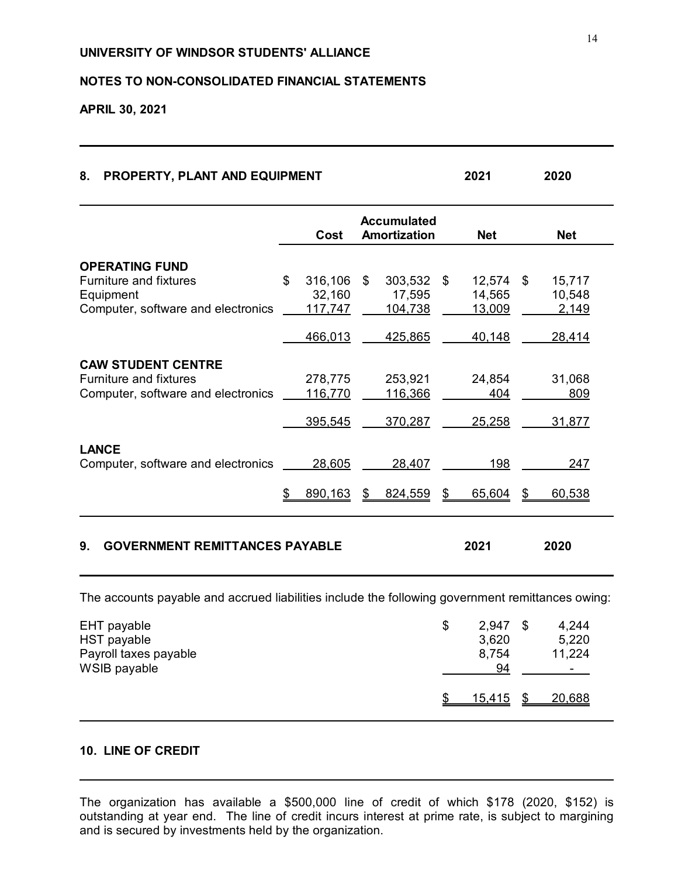UNIVERSITY OF WINDSOR STUDENTS' ALLIANCE

NOTES TO NON-CONSOLIDATED FINANCIAL STATEMENTS

APRIL 30, 2021

## 8. PROPERTY, PLANT AND EQUIPMENT

| | Cost | Accumulated Amortization | 2021 Net | 2020 Net |
|---|---|---|---|---|
| **OPERATING FUND** | | | | |
| Furniture and fixtures | $ 316,106 | $ 303,532 | $ 12,574 | $ 15,717 |
| Equipment | 32,160 | 17,595 | 14,565 | 10,548 |
| Computer, software and electronics | 117,747 | 104,738 | 13,009 | 2,149 |
| | 466,013 | 425,865 | 40,148 | 28,414 |
| **CAW STUDENT CENTRE** | | | | |
| Furniture and fixtures | 278,775 | 253,921 | 24,854 | 31,068 |
| Computer, software and electronics | 116,770 | 116,366 | 404 | 809 |
| | 395,545 | 370,287 | 25,258 | 31,877 |
| **LANCE** | | | | |
| Computer, software and electronics | 28,605 | 28,407 | 198 | 247 |
| | $ 890,163 | $ 824,559 | $ 65,604 | $ 60,538 |

## 9. GOVERNMENT REMITTANCES PAYABLE

The accounts payable and accrued liabilities include the following government remittances owing:

| | 2021 | 2020 |
|---|---|---|
| EHT payable | $ 2,947 | $ 4,244 |
| HST payable | 3,620 | 5,220 |
| Payroll taxes payable | 8,754 | 11,224 |
| WSIB payable | 94 | - |
| | $ 15,415 | $ 20,688 |

## 10. LINE OF CREDIT

The organization has available a $500,000 line of credit of which $178 (2020, $152) is outstanding at year end. The line of credit incurs interest at prime rate, is subject to margining and is secured by investments held by the organization.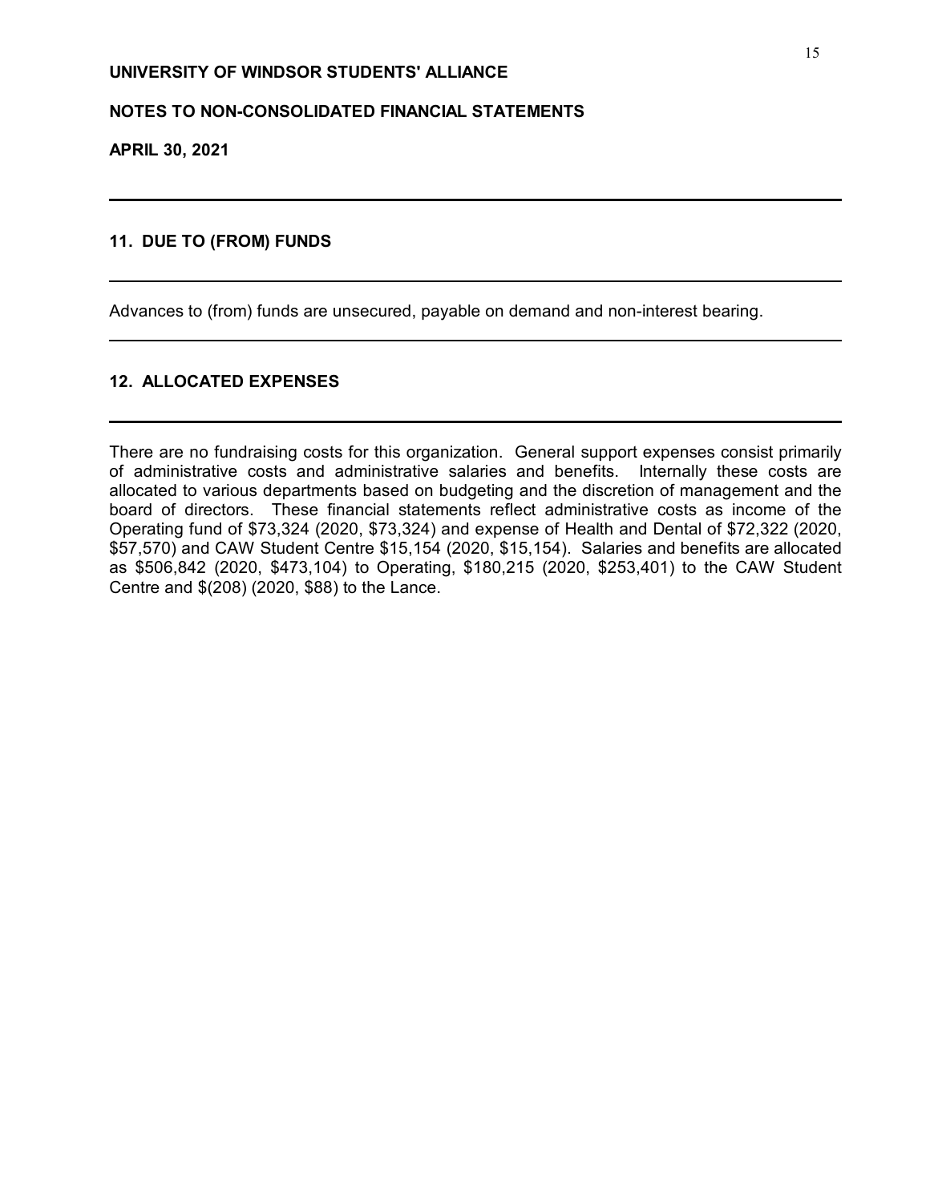## 11. DUE TO (FROM) FUNDS

Advances to (from) funds are unsecured, payable on demand and non-interest bearing.

## 12. ALLOCATED EXPENSES

There are no fundraising costs for this organization. General support expenses consist primarily of administrative costs and administrative salaries and benefits. Internally these costs are allocated to various departments based on budgeting and the discretion of management and the board of directors. These financial statements reflect administrative costs as income of the Operating fund of $73,324 (2020, $73,324) and expense of Health and Dental of $72,322 (2020, $57,570) and CAW Student Centre $15,154 (2020, $15,154). Salaries and benefits are allocated as $506,842 (2020, $473,104) to Operating, $180,215 (2020, $253,401) to the CAW Student Centre and $(208) (2020, $88) to the Lance.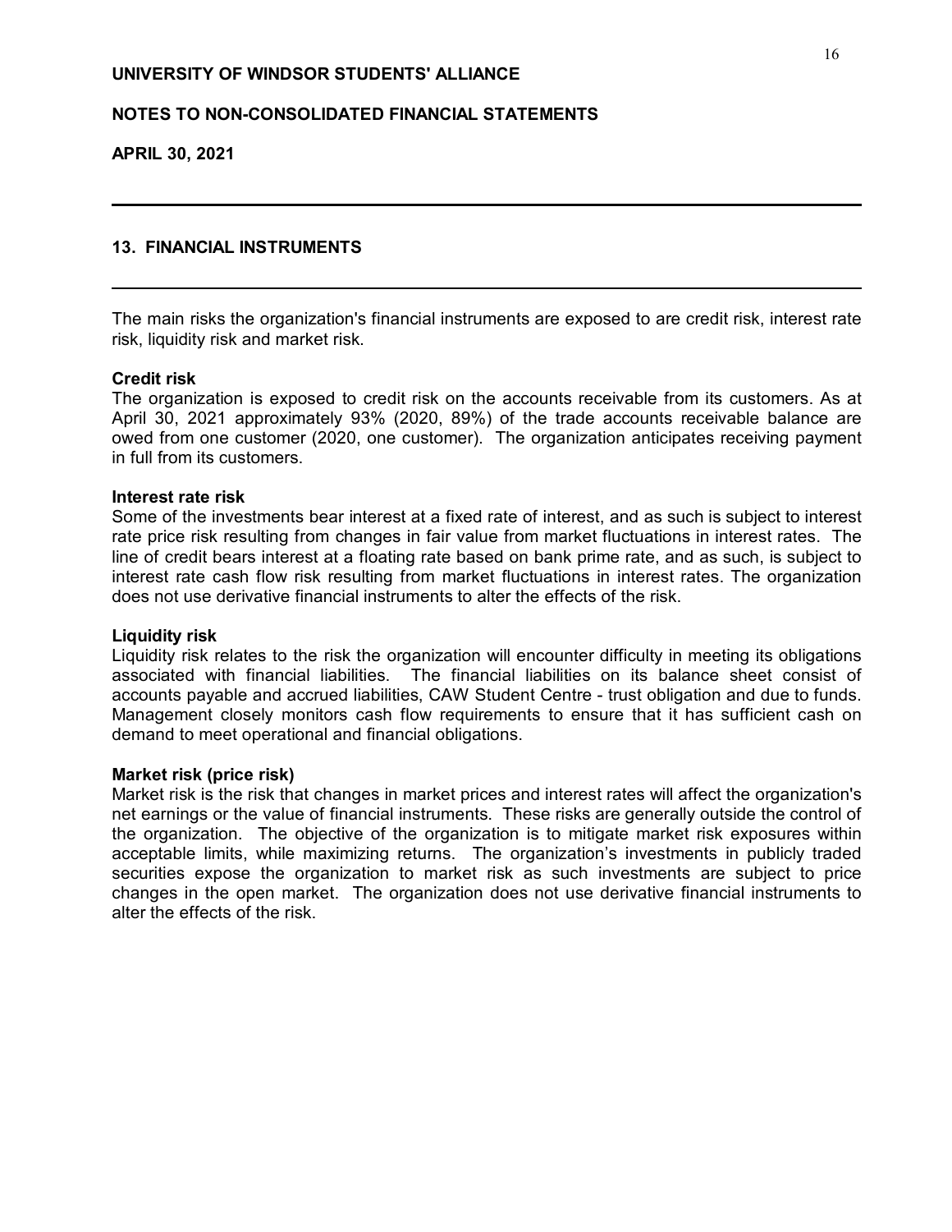## 13. FINANCIAL INSTRUMENTS

The main risks the organization's financial instruments are exposed to are credit risk, interest rate risk, liquidity risk and market risk.

**Credit risk**
The organization is exposed to credit risk on the accounts receivable from its customers. As at April 30, 2021 approximately 93% (2020, 89%) of the trade accounts receivable balance are owed from one customer (2020, one customer). The organization anticipates receiving payment in full from its customers.

**Interest rate risk**
Some of the investments bear interest at a fixed rate of interest, and as such is subject to interest rate price risk resulting from changes in fair value from market fluctuations in interest rates. The line of credit bears interest at a floating rate based on bank prime rate, and as such, is subject to interest rate cash flow risk resulting from market fluctuations in interest rates. The organization does not use derivative financial instruments to alter the effects of the risk.

**Liquidity risk**
Liquidity risk relates to the risk the organization will encounter difficulty in meeting its obligations associated with financial liabilities. The financial liabilities on its balance sheet consist of accounts payable and accrued liabilities, CAW Student Centre - trust obligation and due to funds. Management closely monitors cash flow requirements to ensure that it has sufficient cash on demand to meet operational and financial obligations.

**Market risk (price risk)**
Market risk is the risk that changes in market prices and interest rates will affect the organization's net earnings or the value of financial instruments. These risks are generally outside the control of the organization. The objective of the organization is to mitigate market risk exposures within acceptable limits, while maximizing returns. The organization's investments in publicly traded securities expose the organization to market risk as such investments are subject to price changes in the open market. The organization does not use derivative financial instruments to alter the effects of the risk.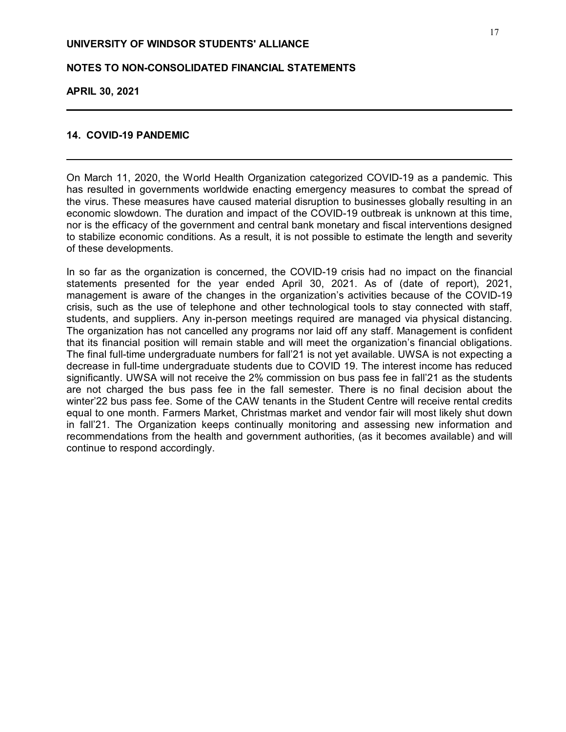UNIVERSITY OF WINDSOR STUDENTS' ALLIANCE

NOTES TO NON-CONSOLIDATED FINANCIAL STATEMENTS

APRIL 30, 2021

## 14. COVID-19 PANDEMIC

On March 11, 2020, the World Health Organization categorized COVID-19 as a pandemic. This has resulted in governments worldwide enacting emergency measures to combat the spread of the virus. These measures have caused material disruption to businesses globally resulting in an economic slowdown. The duration and impact of the COVID-19 outbreak is unknown at this time, nor is the efficacy of the government and central bank monetary and fiscal interventions designed to stabilize economic conditions. As a result, it is not possible to estimate the length and severity of these developments.

In so far as the organization is concerned, the COVID-19 crisis had no impact on the financial statements presented for the year ended April 30, 2021. As of (date of report), 2021, management is aware of the changes in the organization's activities because of the COVID-19 crisis, such as the use of telephone and other technological tools to stay connected with staff, students, and suppliers. Any in-person meetings required are managed via physical distancing. The organization has not cancelled any programs nor laid off any staff. Management is confident that its financial position will remain stable and will meet the organization's financial obligations. The final full-time undergraduate numbers for fall'21 is not yet available. UWSA is not expecting a decrease in full-time undergraduate students due to COVID 19. The interest income has reduced significantly. UWSA will not receive the 2% commission on bus pass fee in fall'21 as the students are not charged the bus pass fee in the fall semester. There is no final decision about the winter'22 bus pass fee. Some of the CAW tenants in the Student Centre will receive rental credits equal to one month. Farmers Market, Christmas market and vendor fair will most likely shut down in fall'21. The Organization keeps continually monitoring and assessing new information and recommendations from the health and government authorities, (as it becomes available) and will continue to respond accordingly.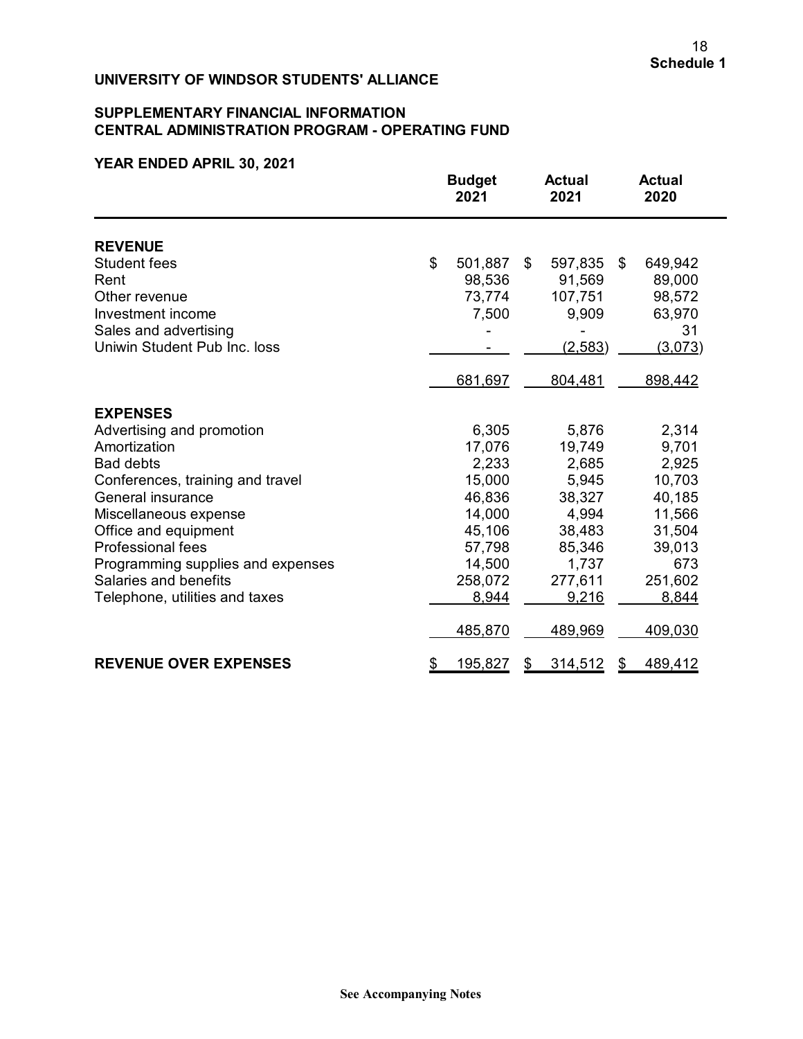**Schedule 1**

## UNIVERSITY OF WINDSOR STUDENTS' ALLIANCE

### SUPPLEMENTARY FINANCIAL INFORMATION
### CENTRAL ADMINISTRATION PROGRAM - OPERATING FUND

### YEAR ENDED APRIL 30, 2021

| | Budget 2021 | Actual 2021 | Actual 2020 |
|---|---|---|---|
| **REVENUE** | | | |
| Student fees | $ 501,887 | $ 597,835 | $ 649,942 |
| Rent | 98,536 | 91,569 | 89,000 |
| Other revenue | 73,774 | 107,751 | 98,572 |
| Investment income | 7,500 | 9,909 | 63,970 |
| Sales and advertising | - | - | 31 |
| Uniwin Student Pub Inc. loss | - | (2,583) | (3,073) |
| | 681,697 | 804,481 | 898,442 |
| **EXPENSES** | | | |
| Advertising and promotion | 6,305 | 5,876 | 2,314 |
| Amortization | 17,076 | 19,749 | 9,701 |
| Bad debts | 2,233 | 2,685 | 2,925 |
| Conferences, training and travel | 15,000 | 5,945 | 10,703 |
| General insurance | 46,836 | 38,327 | 40,185 |
| Miscellaneous expense | 14,000 | 4,994 | 11,566 |
| Office and equipment | 45,106 | 38,483 | 31,504 |
| Professional fees | 57,798 | 85,346 | 39,013 |
| Programming supplies and expenses | 14,500 | 1,737 | 673 |
| Salaries and benefits | 258,072 | 277,611 | 251,602 |
| Telephone, utilities and taxes | 8,944 | 9,216 | 8,844 |
| | 485,870 | 489,969 | 409,030 |
| **REVENUE OVER EXPENSES** | $ 195,827 | $ 314,512 | $ 489,412 |

See Accompanying Notes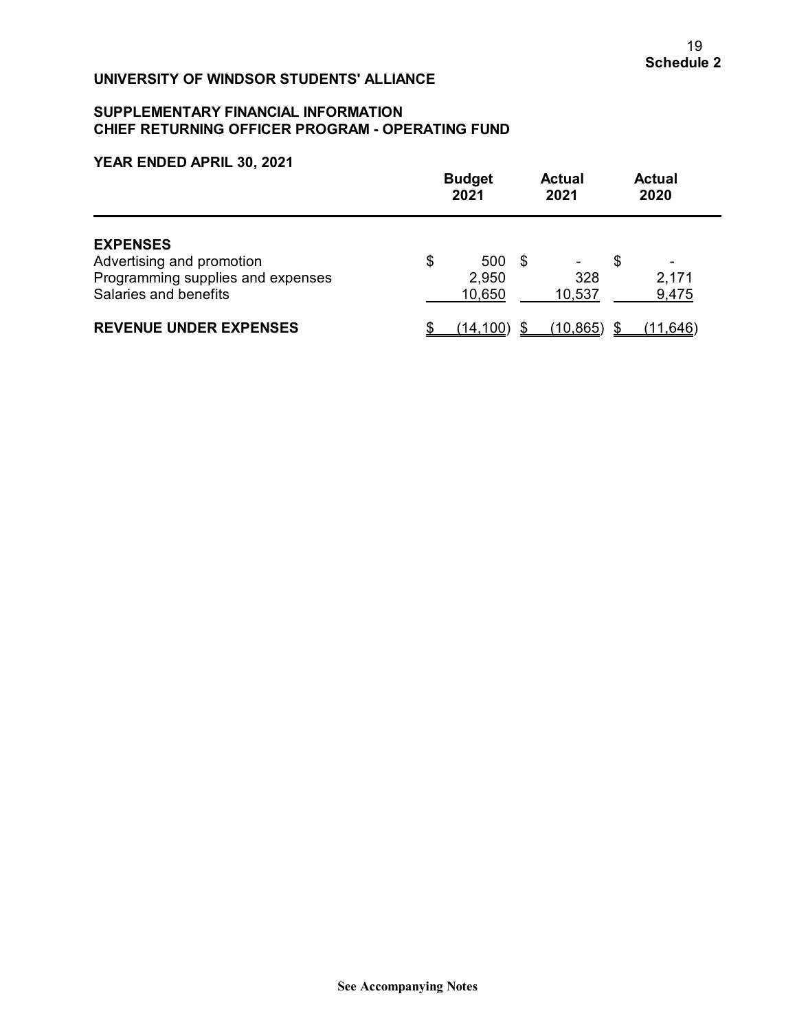**Schedule 2**

**UNIVERSITY OF WINDSOR STUDENTS' ALLIANCE**

**SUPPLEMENTARY FINANCIAL INFORMATION**
**CHIEF RETURNING OFFICER PROGRAM - OPERATING FUND**

**YEAR ENDED APRIL 30, 2021**

| | Budget 2021 | Actual 2021 | Actual 2020 |
|---|---|---|---|
| **EXPENSES** | | | |
| Advertising and promotion | $ 500 | $ - | $ - |
| Programming supplies and expenses | 2,950 | 328 | 2,171 |
| Salaries and benefits | 10,650 | 10,537 | 9,475 |
| **REVENUE UNDER EXPENSES** | $ (14,100) | $ (10,865) | $ (11,646) |

See Accompanying Notes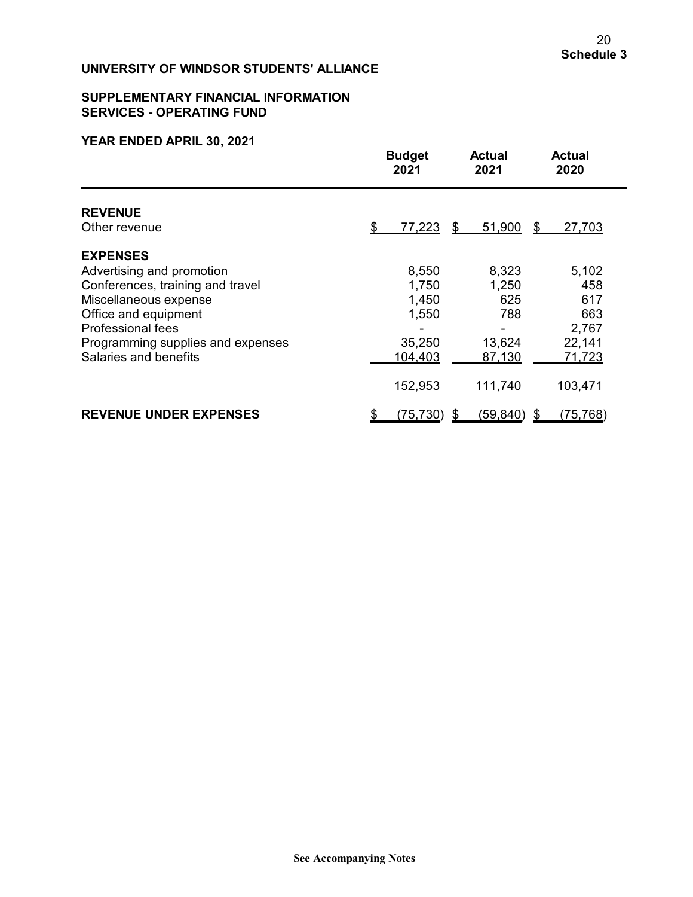**Schedule 3**

**UNIVERSITY OF WINDSOR STUDENTS' ALLIANCE**

**SUPPLEMENTARY FINANCIAL INFORMATION**
**SERVICES - OPERATING FUND**

**YEAR ENDED APRIL 30, 2021**

| | Budget 2021 | Actual 2021 | Actual 2020 |
|---|---|---|---|
| **REVENUE** | | | |
| Other revenue | $ 77,223 | $ 51,900 | $ 27,703 |
| **EXPENSES** | | | |
| Advertising and promotion | 8,550 | 8,323 | 5,102 |
| Conferences, training and travel | 1,750 | 1,250 | 458 |
| Miscellaneous expense | 1,450 | 625 | 617 |
| Office and equipment | 1,550 | 788 | 663 |
| Professional fees | - | - | 2,767 |
| Programming supplies and expenses | 35,250 | 13,624 | 22,141 |
| Salaries and benefits | 104,403 | 87,130 | 71,723 |
| | 152,953 | 111,740 | 103,471 |
| **REVENUE UNDER EXPENSES** | $ (75,730) | $ (59,840) | $ (75,768) |

See Accompanying Notes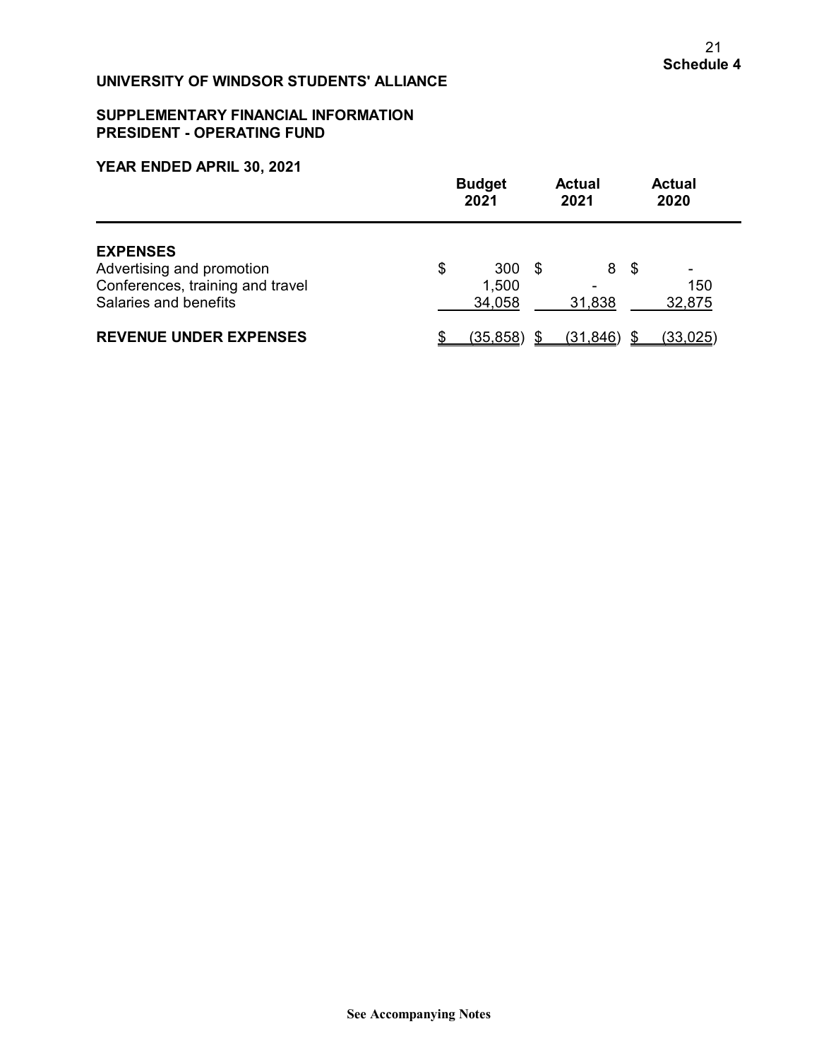**Schedule 4**

**UNIVERSITY OF WINDSOR STUDENTS' ALLIANCE**

**SUPPLEMENTARY FINANCIAL INFORMATION**
**PRESIDENT - OPERATING FUND**

**YEAR ENDED APRIL 30, 2021**

| | Budget 2021 | Actual 2021 | Actual 2020 |
|---|---|---|---|
| **EXPENSES** | | | |
| Advertising and promotion | $ 300 | $ 8 | $ - |
| Conferences, training and travel | 1,500 | - | 150 |
| Salaries and benefits | 34,058 | 31,838 | 32,875 |
| **REVENUE UNDER EXPENSES** | $ (35,858) | $ (31,846) | $ (33,025) |

**See Accompanying Notes**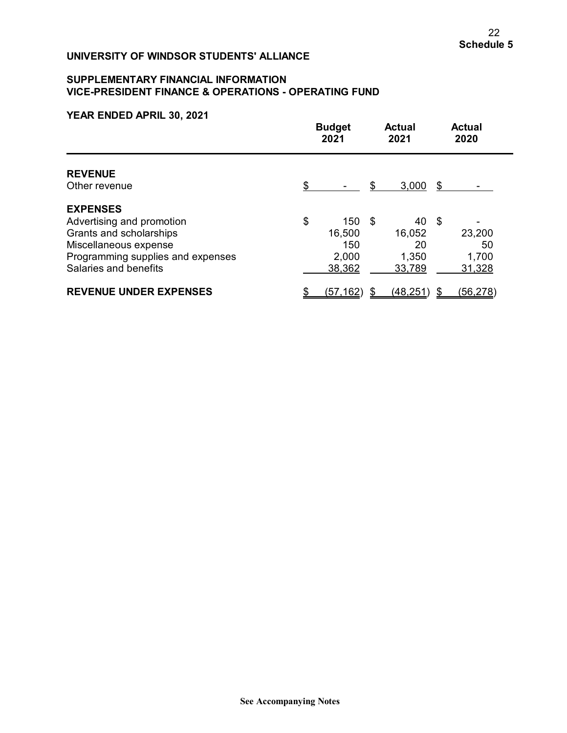**Schedule 5**

**UNIVERSITY OF WINDSOR STUDENTS' ALLIANCE**

**SUPPLEMENTARY FINANCIAL INFORMATION**
**VICE-PRESIDENT FINANCE & OPERATIONS - OPERATING FUND**

**YEAR ENDED APRIL 30, 2021**

| | Budget 2021 | Actual 2021 | Actual 2020 |
|---|---|---|---|
| **REVENUE** | | | |
| Other revenue | $ - | $ 3,000 | $ - |
| **EXPENSES** | | | |
| Advertising and promotion | $ 150 | $ 40 | $ - |
| Grants and scholarships | 16,500 | 16,052 | 23,200 |
| Miscellaneous expense | 150 | 20 | 50 |
| Programming supplies and expenses | 2,000 | 1,350 | 1,700 |
| Salaries and benefits | 38,362 | 33,789 | 31,328 |
| **REVENUE UNDER EXPENSES** | $ (57,162) | $ (48,251) | $ (56,278) |

See Accompanying Notes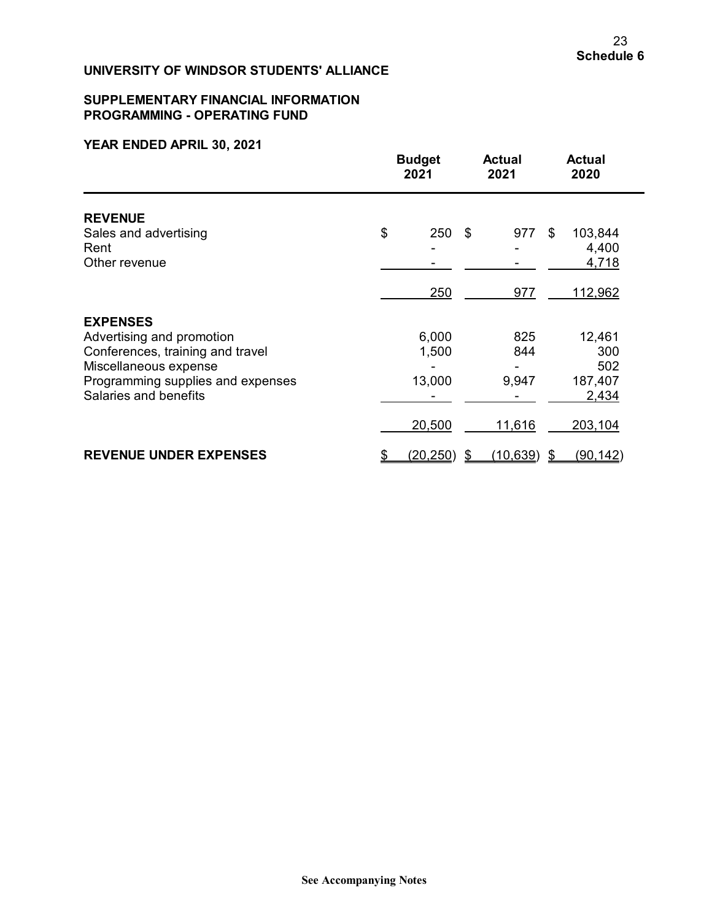**Schedule 6**

# UNIVERSITY OF WINDSOR STUDENTS' ALLIANCE

## SUPPLEMENTARY FINANCIAL INFORMATION
## PROGRAMMING - OPERATING FUND

### YEAR ENDED APRIL 30, 2021

| | Budget 2021 | Actual 2021 | Actual 2020 |
|---|---|---|---|
| **REVENUE** | | | |
| Sales and advertising | $ 250 | $ 977 | $ 103,844 |
| Rent | - | - | 4,400 |
| Other revenue | - | - | 4,718 |
| | 250 | 977 | 112,962 |
| **EXPENSES** | | | |
| Advertising and promotion | 6,000 | 825 | 12,461 |
| Conferences, training and travel | 1,500 | 844 | 300 |
| Miscellaneous expense | - | - | 502 |
| Programming supplies and expenses | 13,000 | 9,947 | 187,407 |
| Salaries and benefits | - | - | 2,434 |
| | 20,500 | 11,616 | 203,104 |
| **REVENUE UNDER EXPENSES** | $ (20,250) | $ (10,639) | $ (90,142) |

See Accompanying Notes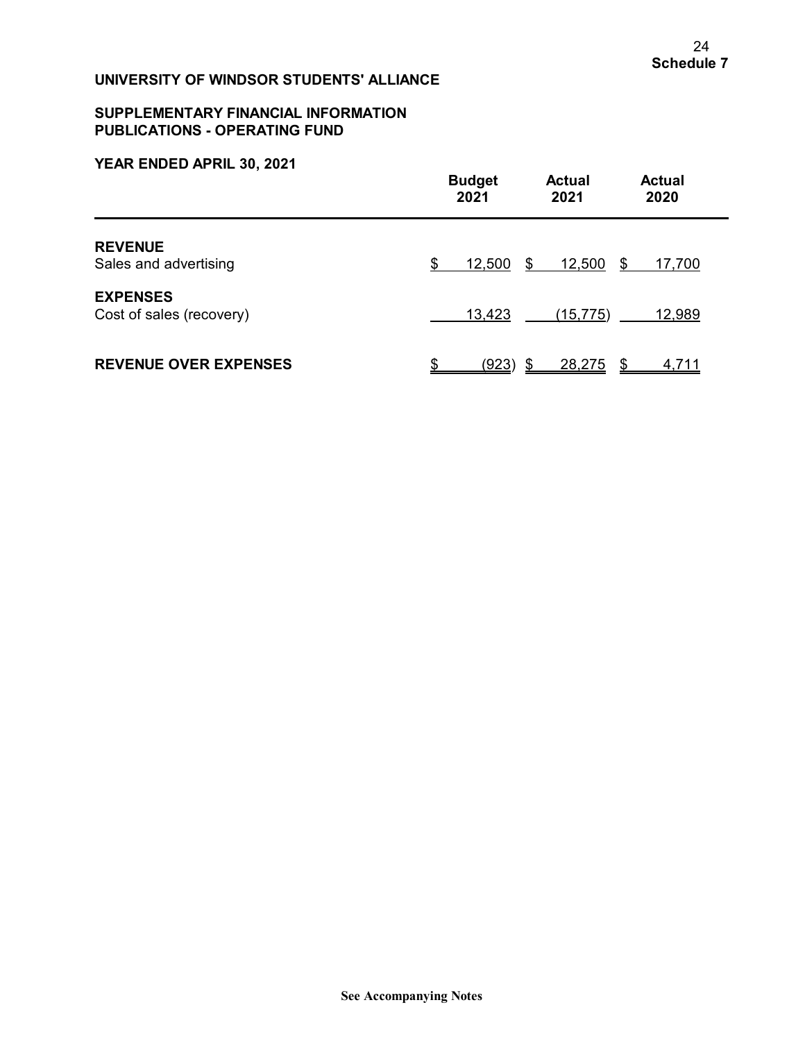**Schedule 7**

**UNIVERSITY OF WINDSOR STUDENTS' ALLIANCE**

**SUPPLEMENTARY FINANCIAL INFORMATION**
**PUBLICATIONS - OPERATING FUND**

**YEAR ENDED APRIL 30, 2021**

| | Budget 2021 | Actual 2021 | Actual 2020 |
|---|---|---|---|
| **REVENUE** | | | |
| Sales and advertising | $ 12,500 | $ 12,500 | $ 17,700 |
| **EXPENSES** | | | |
| Cost of sales (recovery) | 13,423 | (15,775) | 12,989 |
| **REVENUE OVER EXPENSES** | $ (923) | $ 28,275 | $ 4,711 |

**See Accompanying Notes**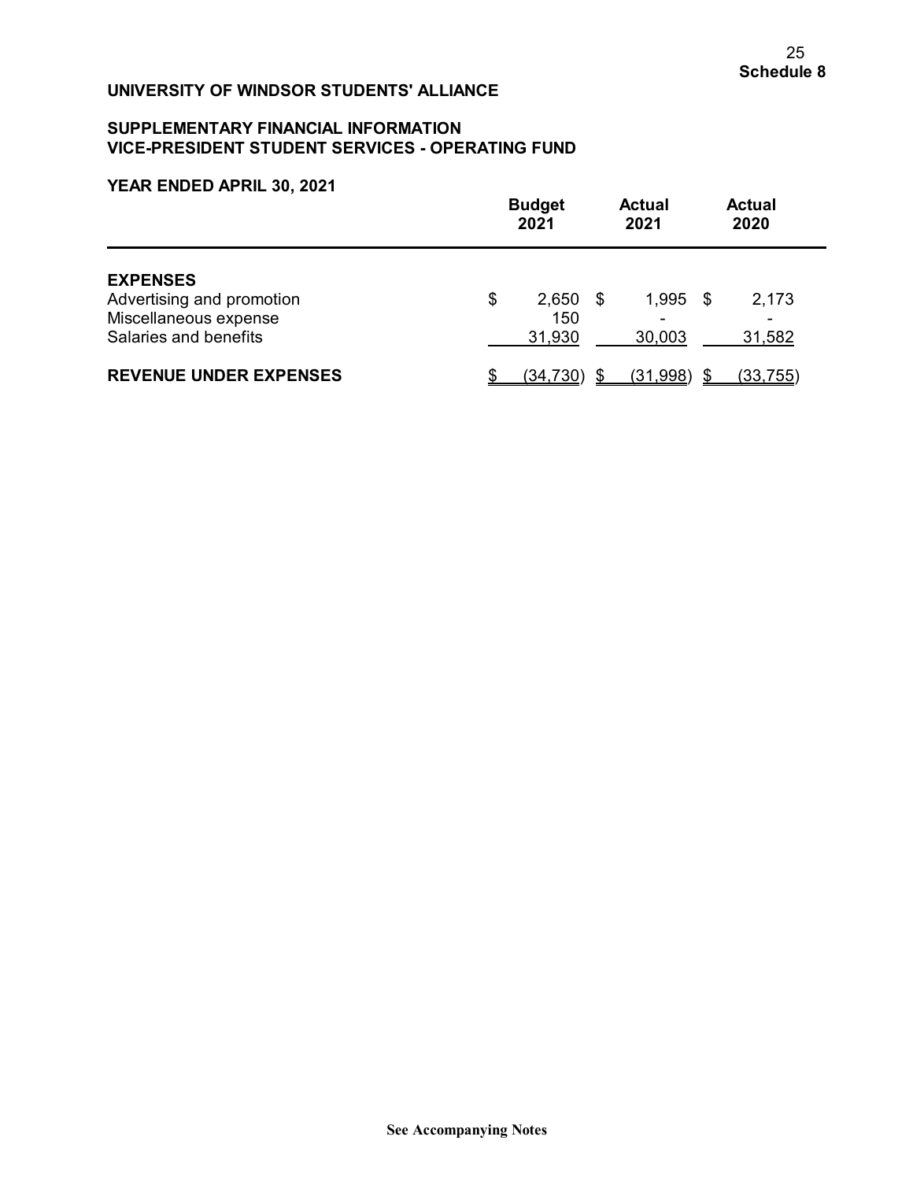**Schedule 8**

**UNIVERSITY OF WINDSOR STUDENTS' ALLIANCE**

**SUPPLEMENTARY FINANCIAL INFORMATION**
**VICE-PRESIDENT STUDENT SERVICES - OPERATING FUND**

**YEAR ENDED APRIL 30, 2021**

| | Budget 2021 | Actual 2021 | Actual 2020 |
|---|---|---|---|
| **EXPENSES** | | | |
| Advertising and promotion | $ 2,650 | $ 1,995 | $ 2,173 |
| Miscellaneous expense | 150 | - | - |
| Salaries and benefits | 31,930 | 30,003 | 31,582 |
| **REVENUE UNDER EXPENSES** | $ (34,730) | $ (31,998) | $ (33,755) |

**See Accompanying Notes**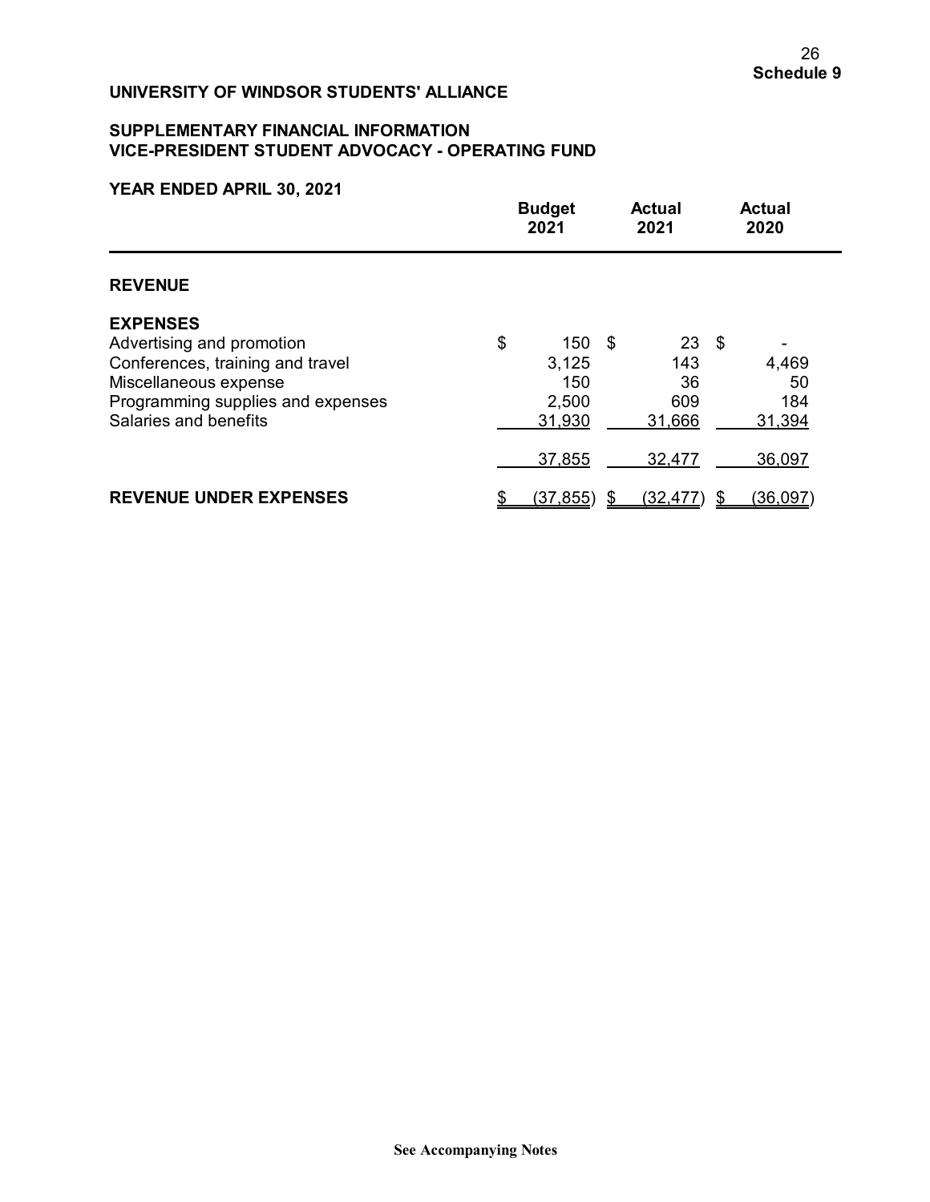**Schedule 9**

## UNIVERSITY OF WINDSOR STUDENTS' ALLIANCE

### SUPPLEMENTARY FINANCIAL INFORMATION
### VICE-PRESIDENT STUDENT ADVOCACY - OPERATING FUND

### YEAR ENDED APRIL 30, 2021

| | Budget 2021 | Actual 2021 | Actual 2020 |
|---|---|---|---|
| **REVENUE** | | | |
| **EXPENSES** | | | |
| Advertising and promotion | $ 150 | $ 23 | $ - |
| Conferences, training and travel | 3,125 | 143 | 4,469 |
| Miscellaneous expense | 150 | 36 | 50 |
| Programming supplies and expenses | 2,500 | 609 | 184 |
| Salaries and benefits | 31,930 | 31,666 | 31,394 |
| | 37,855 | 32,477 | 36,097 |
| **REVENUE UNDER EXPENSES** | $ (37,855) | $ (32,477) | $ (36,097) |

See Accompanying Notes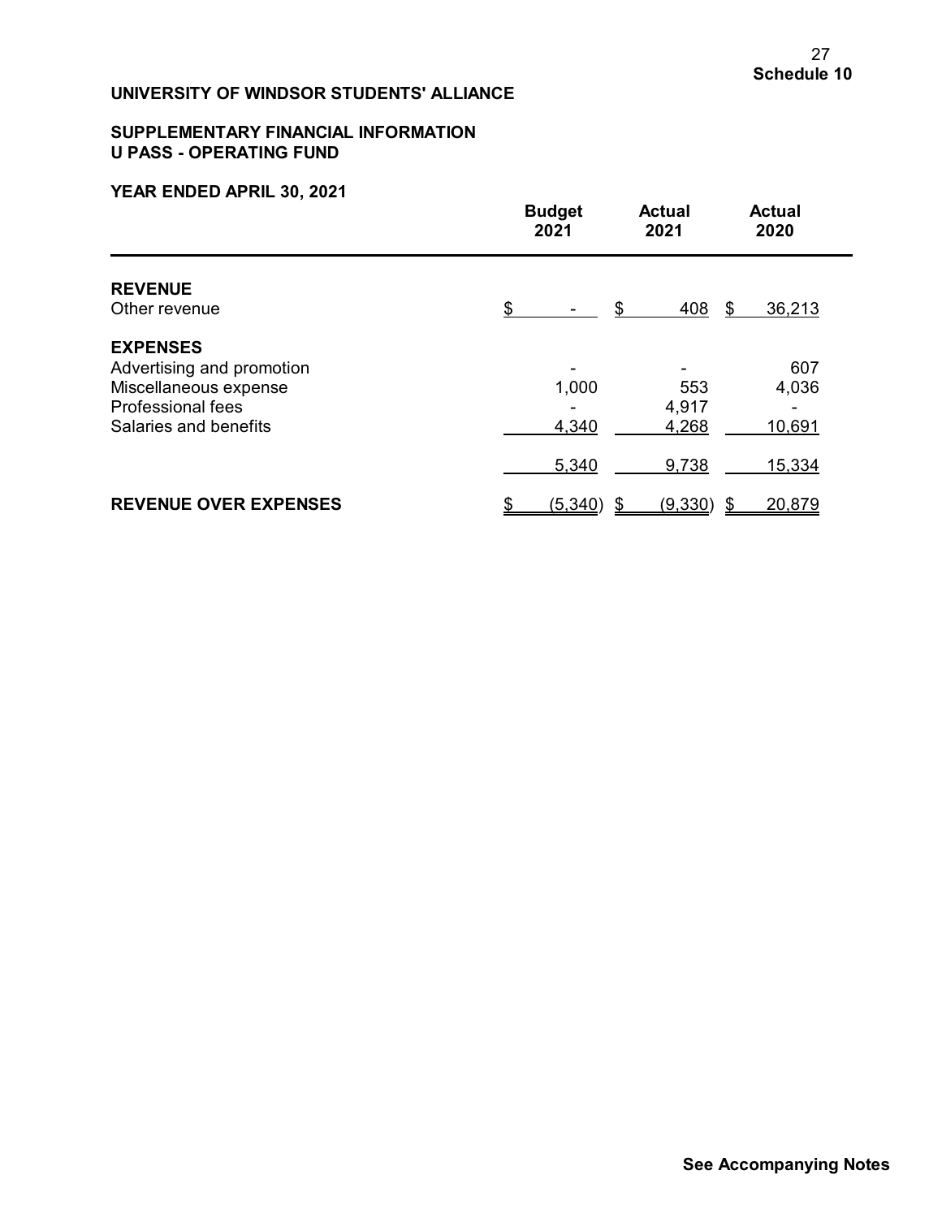**Schedule 10**

## UNIVERSITY OF WINDSOR STUDENTS' ALLIANCE

### SUPPLEMENTARY FINANCIAL INFORMATION
### U PASS - OPERATING FUND

### YEAR ENDED APRIL 30, 2021

| | Budget 2021 | Actual 2021 | Actual 2020 |
|---|---|---|---|
| **REVENUE** | | | |
| Other revenue | $ - | $ 408 | $ 36,213 |
| **EXPENSES** | | | |
| Advertising and promotion | - | - | 607 |
| Miscellaneous expense | 1,000 | 553 | 4,036 |
| Professional fees | - | 4,917 | - |
| Salaries and benefits | 4,340 | 4,268 | 10,691 |
| | 5,340 | 9,738 | 15,334 |
| **REVENUE OVER EXPENSES** | $ (5,340) | $ (9,330) | $ 20,879 |

**See Accompanying Notes**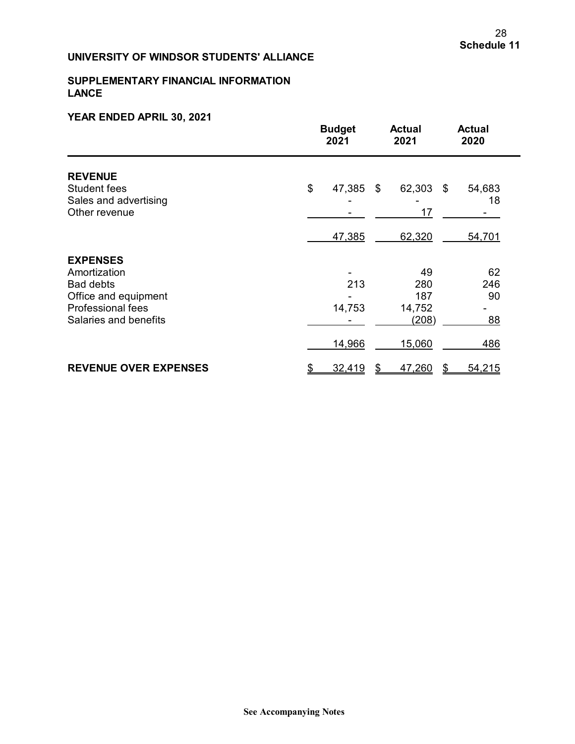**Schedule 11**

**UNIVERSITY OF WINDSOR STUDENTS' ALLIANCE**

**SUPPLEMENTARY FINANCIAL INFORMATION**
**LANCE**

**YEAR ENDED APRIL 30, 2021**

| | Budget 2021 | Actual 2021 | Actual 2020 |
|---|---|---|---|
| **REVENUE** | | | |
| Student fees | $ 47,385 | $ 62,303 | $ 54,683 |
| Sales and advertising | - | - | 18 |
| Other revenue | - | 17 | - |
| | 47,385 | 62,320 | 54,701 |
| **EXPENSES** | | | |
| Amortization | - | 49 | 62 |
| Bad debts | 213 | 280 | 246 |
| Office and equipment | - | 187 | 90 |
| Professional fees | 14,753 | 14,752 | - |
| Salaries and benefits | - | (208) | 88 |
| | 14,966 | 15,060 | 486 |
| **REVENUE OVER EXPENSES** | $ 32,419 | $ 47,260 | $ 54,215 |

See Accompanying Notes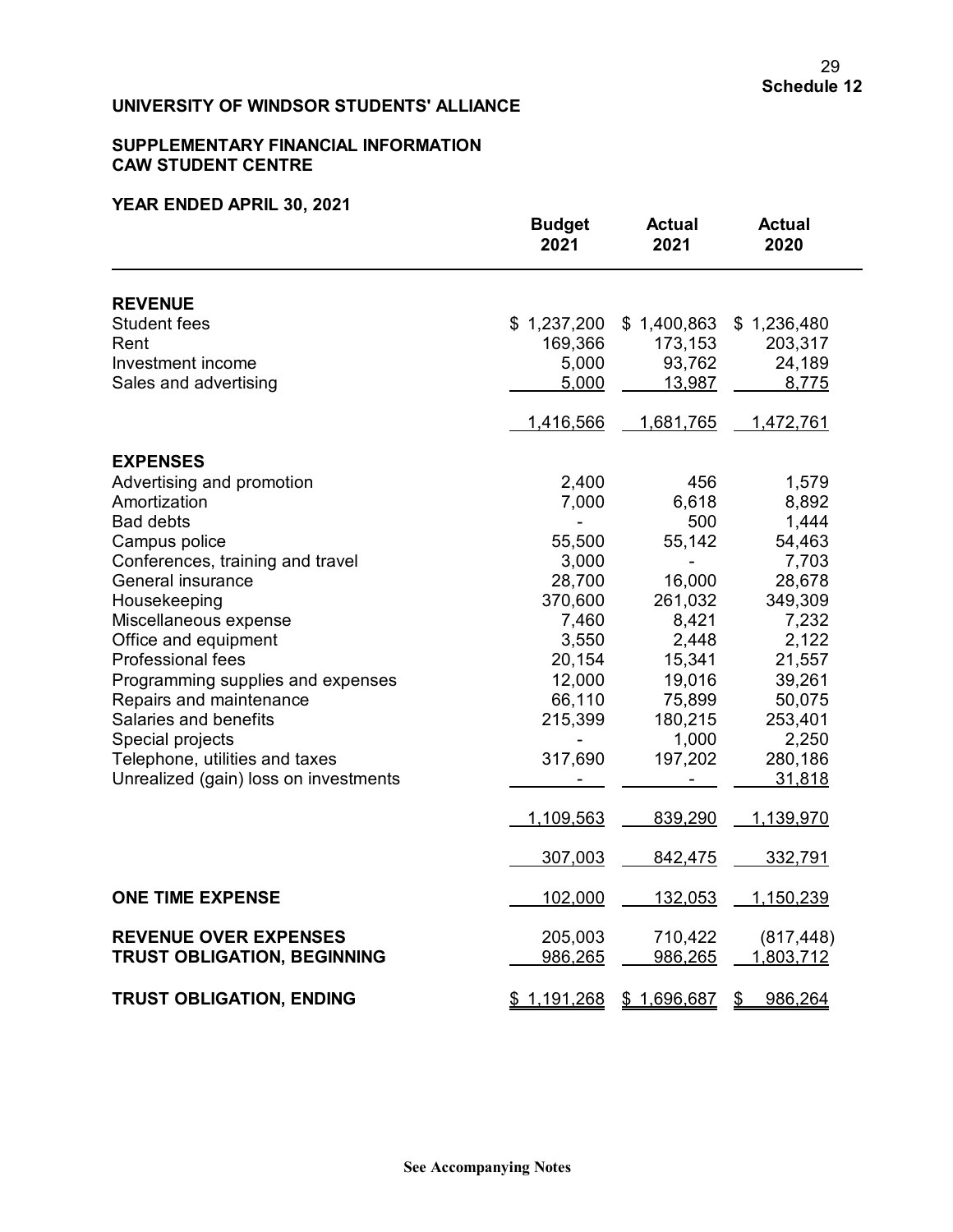**Schedule 12**

**UNIVERSITY OF WINDSOR STUDENTS' ALLIANCE**

**SUPPLEMENTARY FINANCIAL INFORMATION**
**CAW STUDENT CENTRE**

**YEAR ENDED APRIL 30, 2021**

| | Budget 2021 | Actual 2021 | Actual 2020 |
|---|---|---|---|
| **REVENUE** | | | |
| Student fees | $ 1,237,200 | $ 1,400,863 | $ 1,236,480 |
| Rent | 169,366 | 173,153 | 203,317 |
| Investment income | 5,000 | 93,762 | 24,189 |
| Sales and advertising | 5,000 | 13,987 | 8,775 |
| | 1,416,566 | 1,681,765 | 1,472,761 |
| **EXPENSES** | | | |
| Advertising and promotion | 2,400 | 456 | 1,579 |
| Amortization | 7,000 | 6,618 | 8,892 |
| Bad debts | - | 500 | 1,444 |
| Campus police | 55,500 | 55,142 | 54,463 |
| Conferences, training and travel | 3,000 | - | 7,703 |
| General insurance | 28,700 | 16,000 | 28,678 |
| Housekeeping | 370,600 | 261,032 | 349,309 |
| Miscellaneous expense | 7,460 | 8,421 | 7,232 |
| Office and equipment | 3,550 | 2,448 | 2,122 |
| Professional fees | 20,154 | 15,341 | 21,557 |
| Programming supplies and expenses | 12,000 | 19,016 | 39,261 |
| Repairs and maintenance | 66,110 | 75,899 | 50,075 |
| Salaries and benefits | 215,399 | 180,215 | 253,401 |
| Special projects | - | 1,000 | 2,250 |
| Telephone, utilities and taxes | 317,690 | 197,202 | 280,186 |
| Unrealized (gain) loss on investments | - | - | 31,818 |
| | 1,109,563 | 839,290 | 1,139,970 |
| | 307,003 | 842,475 | 332,791 |
| **ONE TIME EXPENSE** | 102,000 | 132,053 | 1,150,239 |
| **REVENUE OVER EXPENSES** | 205,003 | 710,422 | (817,448) |
| **TRUST OBLIGATION, BEGINNING** | 986,265 | 986,265 | 1,803,712 |
| **TRUST OBLIGATION, ENDING** | $ 1,191,268 | $ 1,696,687 | $ 986,264 |

**See Accompanying Notes**